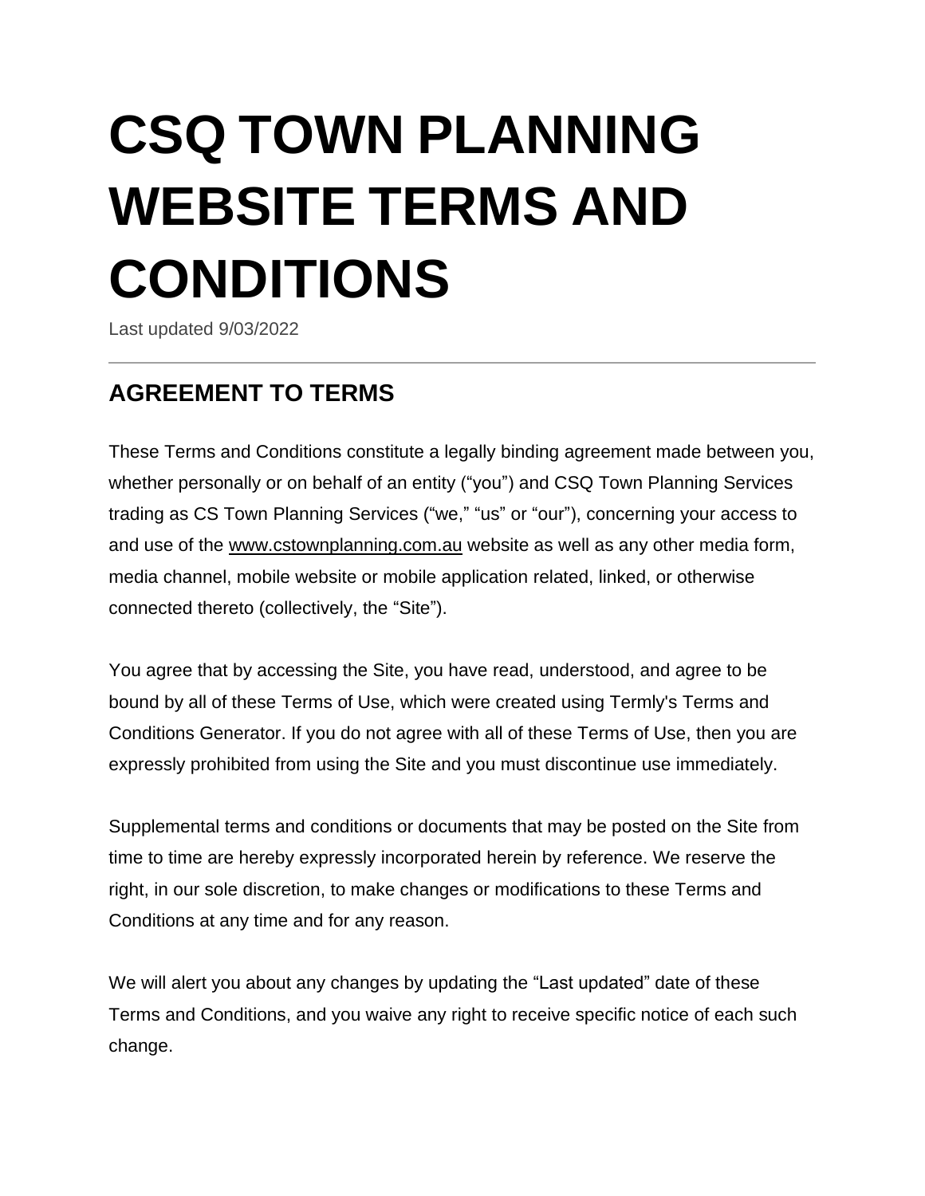# CSQ TOWN PLANNING WEBSITE TERMS AND CONDITIONS

Last updated 9/03/2022

---

## AGREEMENT TO TERMS

These Terms and Conditions constitute a legally binding agreement made between you, whether personally or on behalf of an entity ("you") and CSQ Town Planning Services trading as CS Town Planning Services ("we," "us" or "our"), concerning your access to and use of the www.cstownplanning.com.au website as well as any other media form, media channel, mobile website or mobile application related, linked, or otherwise connected thereto (collectively, the "Site").

You agree that by accessing the Site, you have read, understood, and agree to be bound by all of these Terms of Use, which were created using Termly's Terms and Conditions Generator. If you do not agree with all of these Terms of Use, then you are expressly prohibited from using the Site and you must discontinue use immediately.

Supplemental terms and conditions or documents that may be posted on the Site from time to time are hereby expressly incorporated herein by reference. We reserve the right, in our sole discretion, to make changes or modifications to these Terms and Conditions at any time and for any reason.

We will alert you about any changes by updating the "Last updated" date of these Terms and Conditions, and you waive any right to receive specific notice of each such change.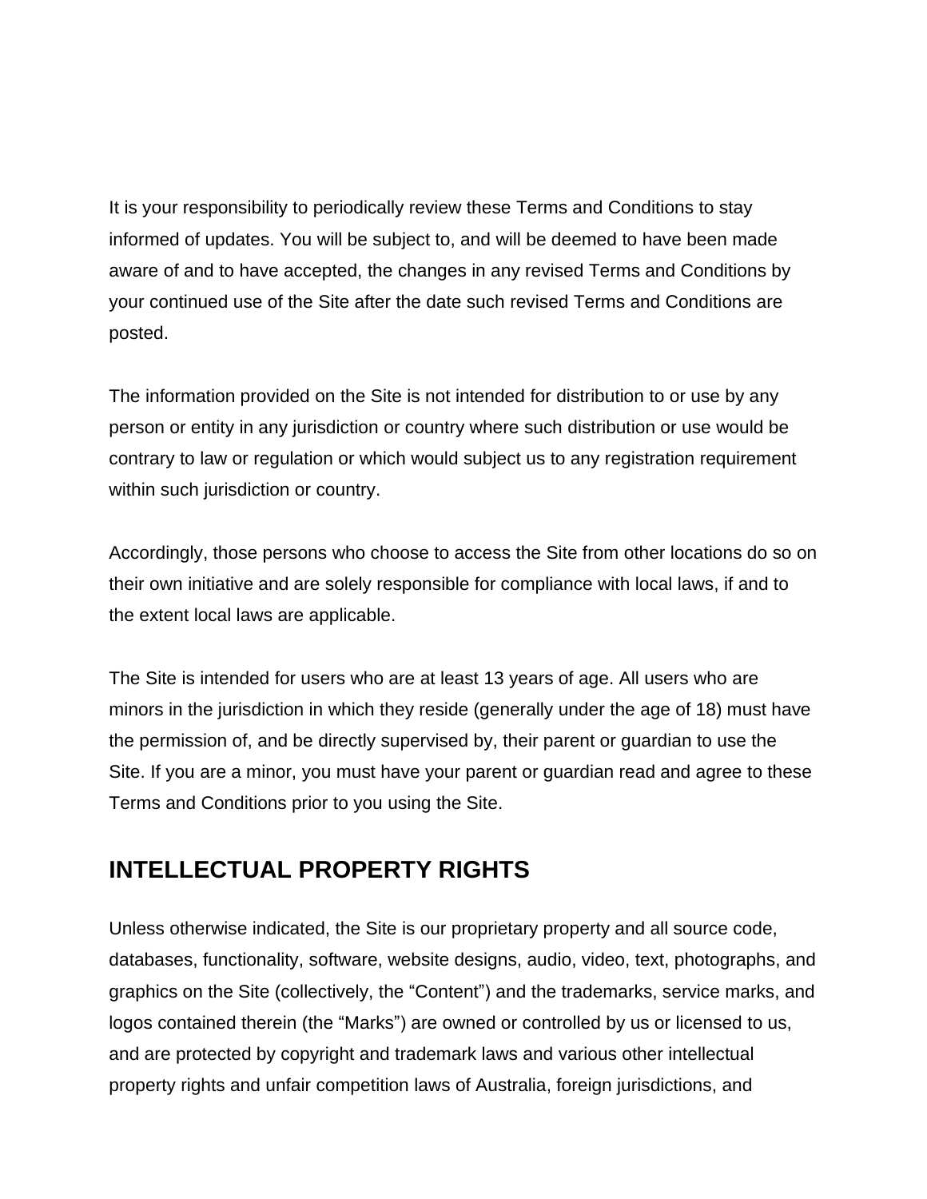It is your responsibility to periodically review these Terms and Conditions to stay informed of updates. You will be subject to, and will be deemed to have been made aware of and to have accepted, the changes in any revised Terms and Conditions by your continued use of the Site after the date such revised Terms and Conditions are posted.

The information provided on the Site is not intended for distribution to or use by any person or entity in any jurisdiction or country where such distribution or use would be contrary to law or regulation or which would subject us to any registration requirement within such jurisdiction or country.

Accordingly, those persons who choose to access the Site from other locations do so on their own initiative and are solely responsible for compliance with local laws, if and to the extent local laws are applicable.

The Site is intended for users who are at least 13 years of age. All users who are minors in the jurisdiction in which they reside (generally under the age of 18) must have the permission of, and be directly supervised by, their parent or guardian to use the Site. If you are a minor, you must have your parent or guardian read and agree to these Terms and Conditions prior to you using the Site.

## INTELLECTUAL PROPERTY RIGHTS

Unless otherwise indicated, the Site is our proprietary property and all source code, databases, functionality, software, website designs, audio, video, text, photographs, and graphics on the Site (collectively, the “Content”) and the trademarks, service marks, and logos contained therein (the “Marks”) are owned or controlled by us or licensed to us, and are protected by copyright and trademark laws and various other intellectual property rights and unfair competition laws of Australia, foreign jurisdictions, and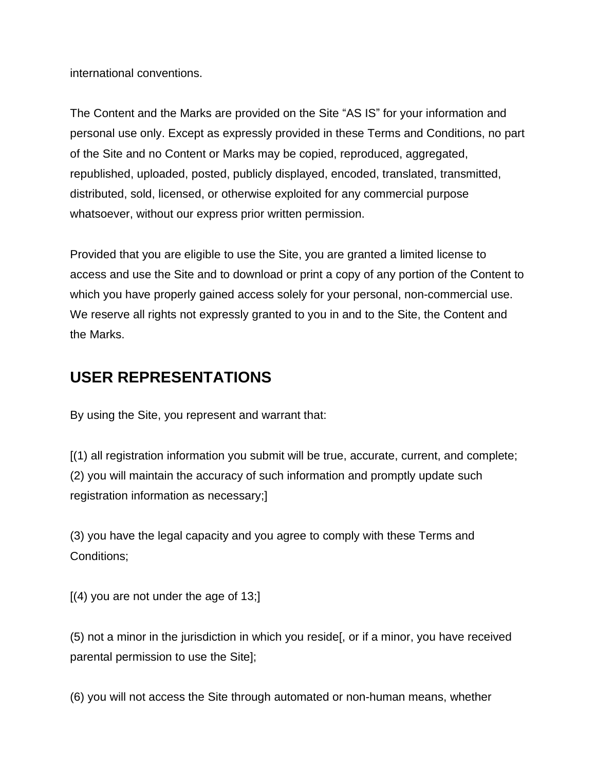international conventions.

The Content and the Marks are provided on the Site “AS IS” for your information and personal use only. Except as expressly provided in these Terms and Conditions, no part of the Site and no Content or Marks may be copied, reproduced, aggregated, republished, uploaded, posted, publicly displayed, encoded, translated, transmitted, distributed, sold, licensed, or otherwise exploited for any commercial purpose whatsoever, without our express prior written permission.

Provided that you are eligible to use the Site, you are granted a limited license to access and use the Site and to download or print a copy of any portion of the Content to which you have properly gained access solely for your personal, non-commercial use. We reserve all rights not expressly granted to you in and to the Site, the Content and the Marks.

## USER REPRESENTATIONS

By using the Site, you represent and warrant that:

[(1) all registration information you submit will be true, accurate, current, and complete; (2) you will maintain the accuracy of such information and promptly update such registration information as necessary;]

(3) you have the legal capacity and you agree to comply with these Terms and Conditions;

[(4) you are not under the age of 13;]

(5) not a minor in the jurisdiction in which you reside[, or if a minor, you have received parental permission to use the Site];

(6) you will not access the Site through automated or non-human means, whether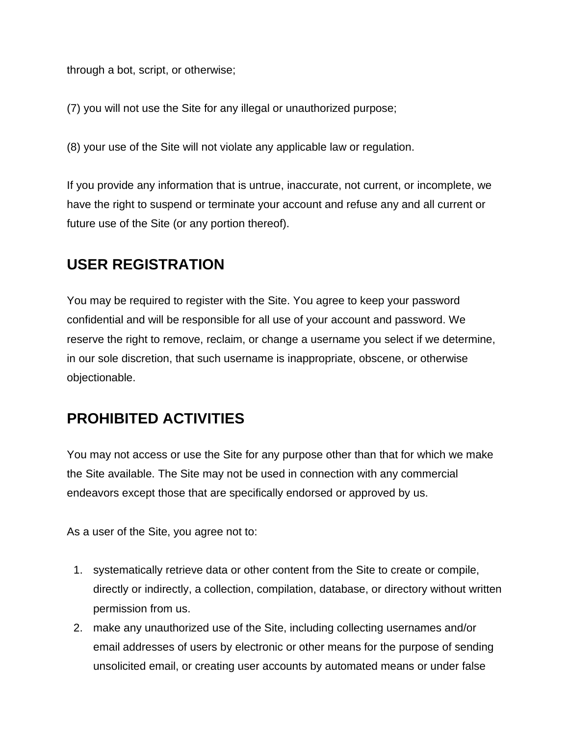through a bot, script, or otherwise;

(7) you will not use the Site for any illegal or unauthorized purpose;

(8) your use of the Site will not violate any applicable law or regulation.

If you provide any information that is untrue, inaccurate, not current, or incomplete, we have the right to suspend or terminate your account and refuse any and all current or future use of the Site (or any portion thereof).

## USER REGISTRATION

You may be required to register with the Site. You agree to keep your password confidential and will be responsible for all use of your account and password. We reserve the right to remove, reclaim, or change a username you select if we determine, in our sole discretion, that such username is inappropriate, obscene, or otherwise objectionable.

## PROHIBITED ACTIVITIES

You may not access or use the Site for any purpose other than that for which we make the Site available. The Site may not be used in connection with any commercial endeavors except those that are specifically endorsed or approved by us.

As a user of the Site, you agree not to:

1. systematically retrieve data or other content from the Site to create or compile, directly or indirectly, a collection, compilation, database, or directory without written permission from us.
2. make any unauthorized use of the Site, including collecting usernames and/or email addresses of users by electronic or other means for the purpose of sending unsolicited email, or creating user accounts by automated means or under false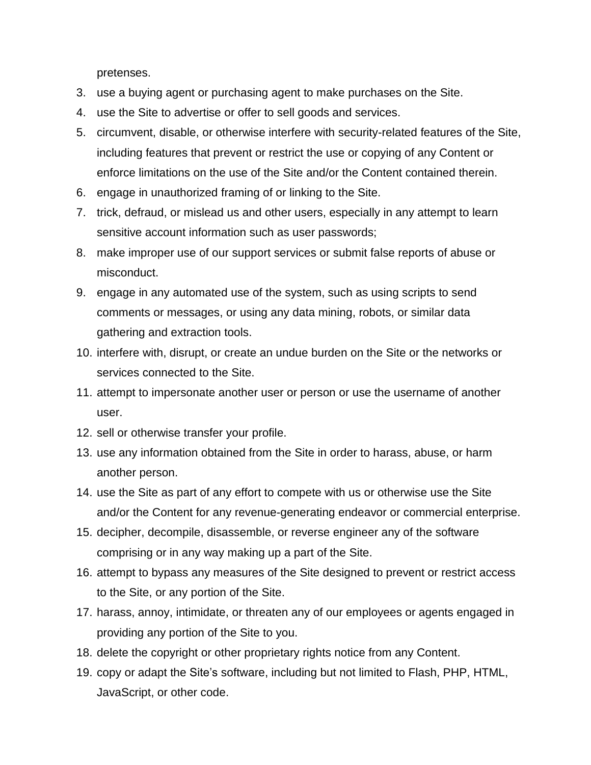pretenses.

3. use a buying agent or purchasing agent to make purchases on the Site.
4. use the Site to advertise or offer to sell goods and services.
5. circumvent, disable, or otherwise interfere with security-related features of the Site, including features that prevent or restrict the use or copying of any Content or enforce limitations on the use of the Site and/or the Content contained therein.
6. engage in unauthorized framing of or linking to the Site.
7. trick, defraud, or mislead us and other users, especially in any attempt to learn sensitive account information such as user passwords;
8. make improper use of our support services or submit false reports of abuse or misconduct.
9. engage in any automated use of the system, such as using scripts to send comments or messages, or using any data mining, robots, or similar data gathering and extraction tools.
10. interfere with, disrupt, or create an undue burden on the Site or the networks or services connected to the Site.
11. attempt to impersonate another user or person or use the username of another user.
12. sell or otherwise transfer your profile.
13. use any information obtained from the Site in order to harass, abuse, or harm another person.
14. use the Site as part of any effort to compete with us or otherwise use the Site and/or the Content for any revenue-generating endeavor or commercial enterprise.
15. decipher, decompile, disassemble, or reverse engineer any of the software comprising or in any way making up a part of the Site.
16. attempt to bypass any measures of the Site designed to prevent or restrict access to the Site, or any portion of the Site.
17. harass, annoy, intimidate, or threaten any of our employees or agents engaged in providing any portion of the Site to you.
18. delete the copyright or other proprietary rights notice from any Content.
19. copy or adapt the Site's software, including but not limited to Flash, PHP, HTML, JavaScript, or other code.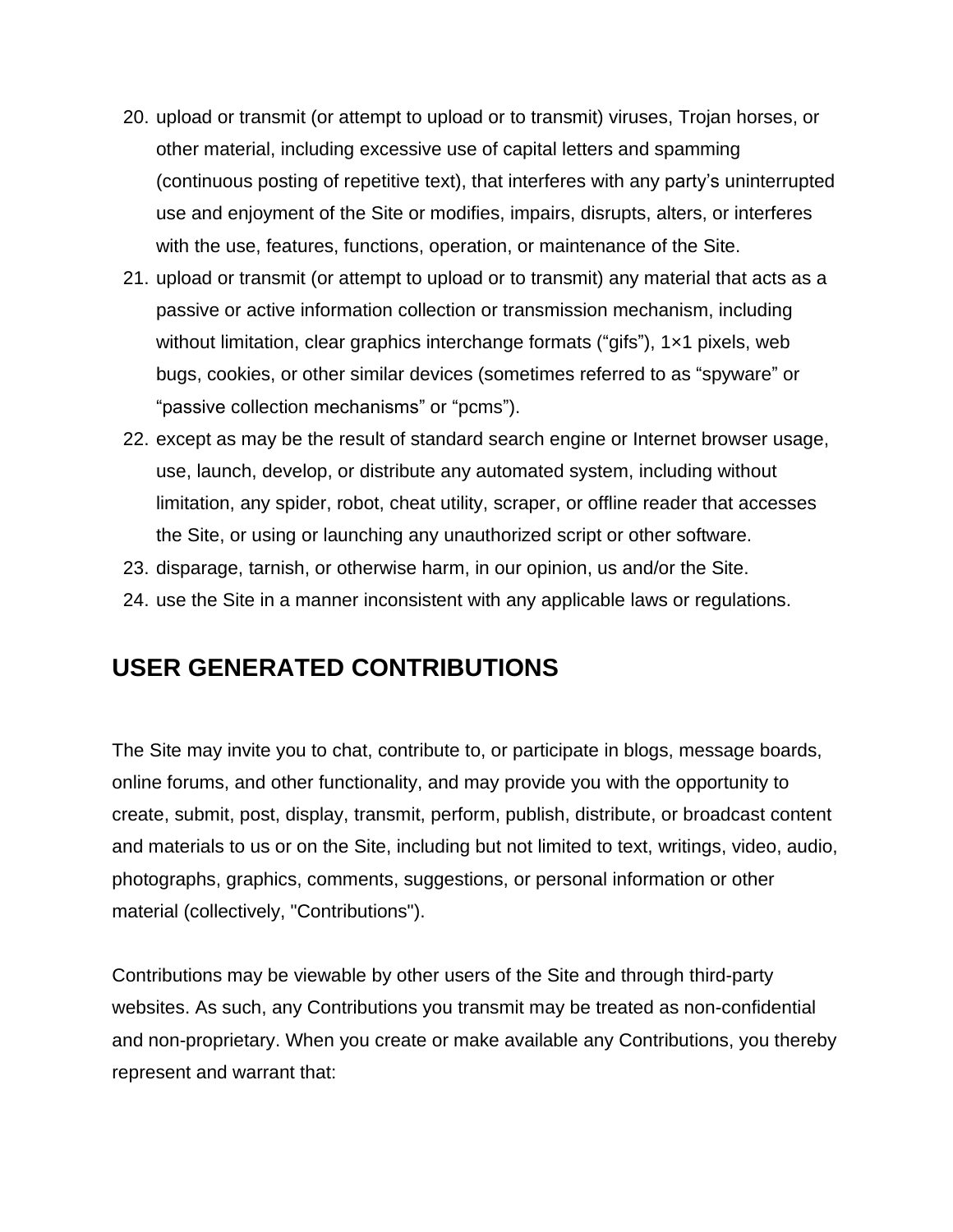20. upload or transmit (or attempt to upload or to transmit) viruses, Trojan horses, or other material, including excessive use of capital letters and spamming (continuous posting of repetitive text), that interferes with any party's uninterrupted use and enjoyment of the Site or modifies, impairs, disrupts, alters, or interferes with the use, features, functions, operation, or maintenance of the Site.
21. upload or transmit (or attempt to upload or to transmit) any material that acts as a passive or active information collection or transmission mechanism, including without limitation, clear graphics interchange formats ("gifs"), 1×1 pixels, web bugs, cookies, or other similar devices (sometimes referred to as "spyware" or "passive collection mechanisms" or "pcms").
22. except as may be the result of standard search engine or Internet browser usage, use, launch, develop, or distribute any automated system, including without limitation, any spider, robot, cheat utility, scraper, or offline reader that accesses the Site, or using or launching any unauthorized script or other software.
23. disparage, tarnish, or otherwise harm, in our opinion, us and/or the Site.
24. use the Site in a manner inconsistent with any applicable laws or regulations.

## USER GENERATED CONTRIBUTIONS

The Site may invite you to chat, contribute to, or participate in blogs, message boards, online forums, and other functionality, and may provide you with the opportunity to create, submit, post, display, transmit, perform, publish, distribute, or broadcast content and materials to us or on the Site, including but not limited to text, writings, video, audio, photographs, graphics, comments, suggestions, or personal information or other material (collectively, "Contributions").

Contributions may be viewable by other users of the Site and through third-party websites. As such, any Contributions you transmit may be treated as non-confidential and non-proprietary. When you create or make available any Contributions, you thereby represent and warrant that: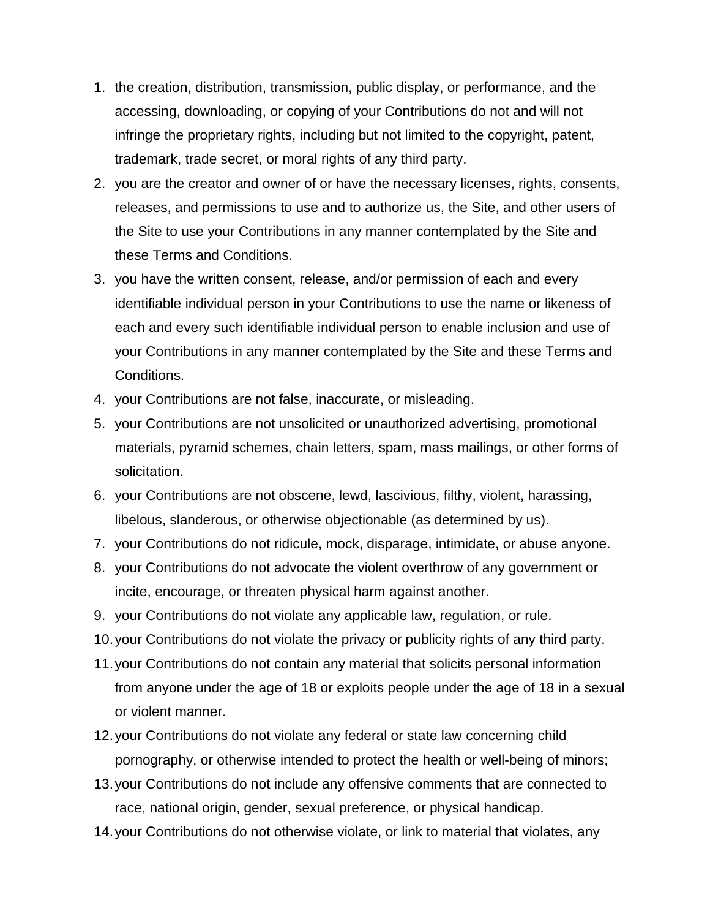1. the creation, distribution, transmission, public display, or performance, and the accessing, downloading, or copying of your Contributions do not and will not infringe the proprietary rights, including but not limited to the copyright, patent, trademark, trade secret, or moral rights of any third party.
2. you are the creator and owner of or have the necessary licenses, rights, consents, releases, and permissions to use and to authorize us, the Site, and other users of the Site to use your Contributions in any manner contemplated by the Site and these Terms and Conditions.
3. you have the written consent, release, and/or permission of each and every identifiable individual person in your Contributions to use the name or likeness of each and every such identifiable individual person to enable inclusion and use of your Contributions in any manner contemplated by the Site and these Terms and Conditions.
4. your Contributions are not false, inaccurate, or misleading.
5. your Contributions are not unsolicited or unauthorized advertising, promotional materials, pyramid schemes, chain letters, spam, mass mailings, or other forms of solicitation.
6. your Contributions are not obscene, lewd, lascivious, filthy, violent, harassing, libelous, slanderous, or otherwise objectionable (as determined by us).
7. your Contributions do not ridicule, mock, disparage, intimidate, or abuse anyone.
8. your Contributions do not advocate the violent overthrow of any government or incite, encourage, or threaten physical harm against another.
9. your Contributions do not violate any applicable law, regulation, or rule.
10. your Contributions do not violate the privacy or publicity rights of any third party.
11. your Contributions do not contain any material that solicits personal information from anyone under the age of 18 or exploits people under the age of 18 in a sexual or violent manner.
12. your Contributions do not violate any federal or state law concerning child pornography, or otherwise intended to protect the health or well-being of minors;
13. your Contributions do not include any offensive comments that are connected to race, national origin, gender, sexual preference, or physical handicap.
14. your Contributions do not otherwise violate, or link to material that violates, any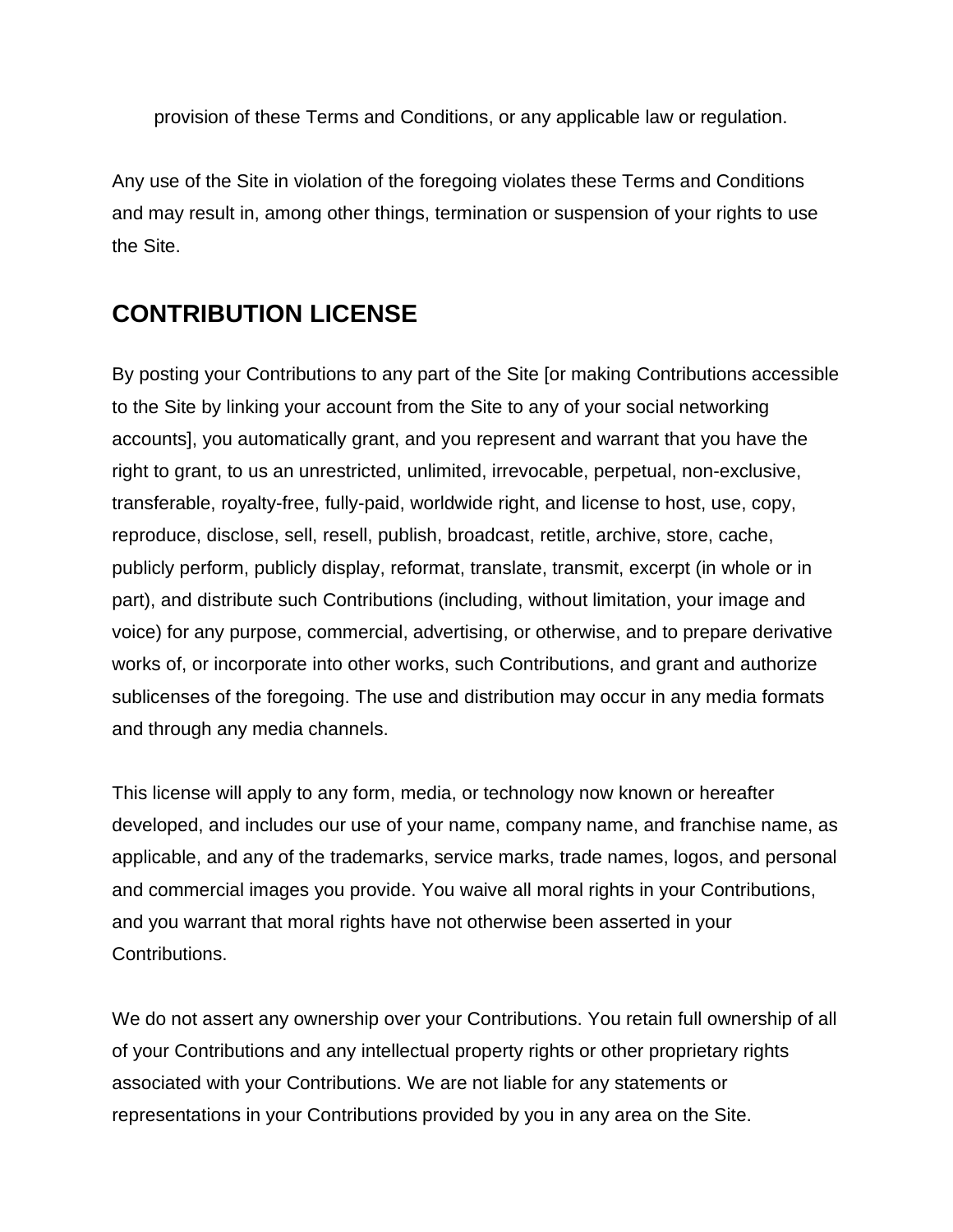provision of these Terms and Conditions, or any applicable law or regulation.

Any use of the Site in violation of the foregoing violates these Terms and Conditions and may result in, among other things, termination or suspension of your rights to use the Site.

## CONTRIBUTION LICENSE

By posting your Contributions to any part of the Site [or making Contributions accessible to the Site by linking your account from the Site to any of your social networking accounts], you automatically grant, and you represent and warrant that you have the right to grant, to us an unrestricted, unlimited, irrevocable, perpetual, non-exclusive, transferable, royalty-free, fully-paid, worldwide right, and license to host, use, copy, reproduce, disclose, sell, resell, publish, broadcast, retitle, archive, store, cache, publicly perform, publicly display, reformat, translate, transmit, excerpt (in whole or in part), and distribute such Contributions (including, without limitation, your image and voice) for any purpose, commercial, advertising, or otherwise, and to prepare derivative works of, or incorporate into other works, such Contributions, and grant and authorize sublicenses of the foregoing. The use and distribution may occur in any media formats and through any media channels.

This license will apply to any form, media, or technology now known or hereafter developed, and includes our use of your name, company name, and franchise name, as applicable, and any of the trademarks, service marks, trade names, logos, and personal and commercial images you provide. You waive all moral rights in your Contributions, and you warrant that moral rights have not otherwise been asserted in your Contributions.

We do not assert any ownership over your Contributions. You retain full ownership of all of your Contributions and any intellectual property rights or other proprietary rights associated with your Contributions. We are not liable for any statements or representations in your Contributions provided by you in any area on the Site.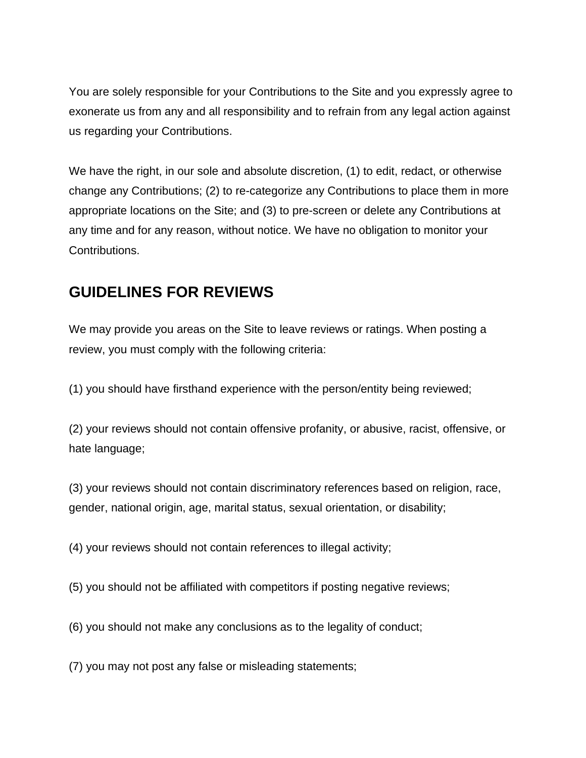You are solely responsible for your Contributions to the Site and you expressly agree to exonerate us from any and all responsibility and to refrain from any legal action against us regarding your Contributions.

We have the right, in our sole and absolute discretion, (1) to edit, redact, or otherwise change any Contributions; (2) to re-categorize any Contributions to place them in more appropriate locations on the Site; and (3) to pre-screen or delete any Contributions at any time and for any reason, without notice. We have no obligation to monitor your Contributions.

## GUIDELINES FOR REVIEWS

We may provide you areas on the Site to leave reviews or ratings. When posting a review, you must comply with the following criteria:

(1) you should have firsthand experience with the person/entity being reviewed;

(2) your reviews should not contain offensive profanity, or abusive, racist, offensive, or hate language;

(3) your reviews should not contain discriminatory references based on religion, race, gender, national origin, age, marital status, sexual orientation, or disability;

(4) your reviews should not contain references to illegal activity;

(5) you should not be affiliated with competitors if posting negative reviews;

(6) you should not make any conclusions as to the legality of conduct;

(7) you may not post any false or misleading statements;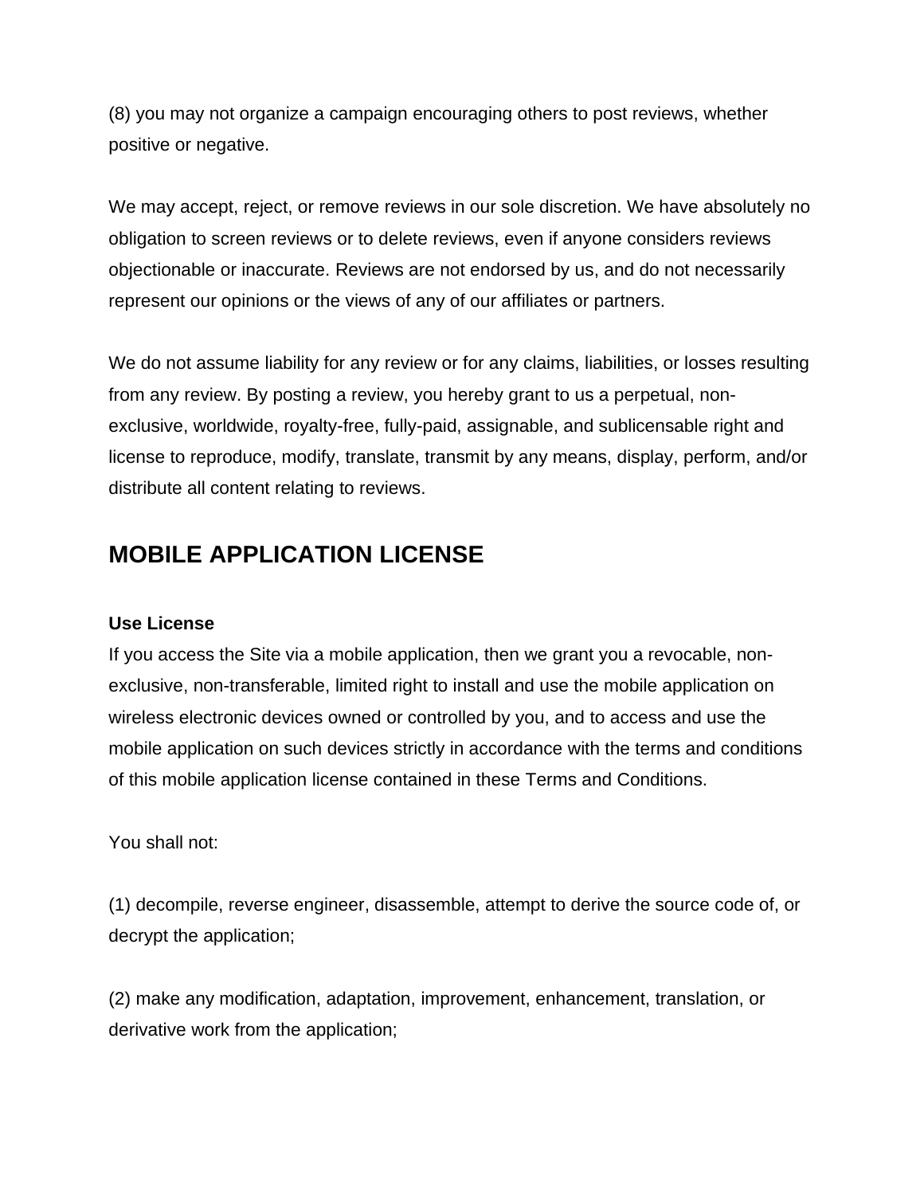(8) you may not organize a campaign encouraging others to post reviews, whether positive or negative.

We may accept, reject, or remove reviews in our sole discretion. We have absolutely no obligation to screen reviews or to delete reviews, even if anyone considers reviews objectionable or inaccurate. Reviews are not endorsed by us, and do not necessarily represent our opinions or the views of any of our affiliates or partners.

We do not assume liability for any review or for any claims, liabilities, or losses resulting from any review. By posting a review, you hereby grant to us a perpetual, non-exclusive, worldwide, royalty-free, fully-paid, assignable, and sublicensable right and license to reproduce, modify, translate, transmit by any means, display, perform, and/or distribute all content relating to reviews.

## MOBILE APPLICATION LICENSE

**Use License**

If you access the Site via a mobile application, then we grant you a revocable, non-exclusive, non-transferable, limited right to install and use the mobile application on wireless electronic devices owned or controlled by you, and to access and use the mobile application on such devices strictly in accordance with the terms and conditions of this mobile application license contained in these Terms and Conditions.

You shall not:

(1) decompile, reverse engineer, disassemble, attempt to derive the source code of, or decrypt the application;

(2) make any modification, adaptation, improvement, enhancement, translation, or derivative work from the application;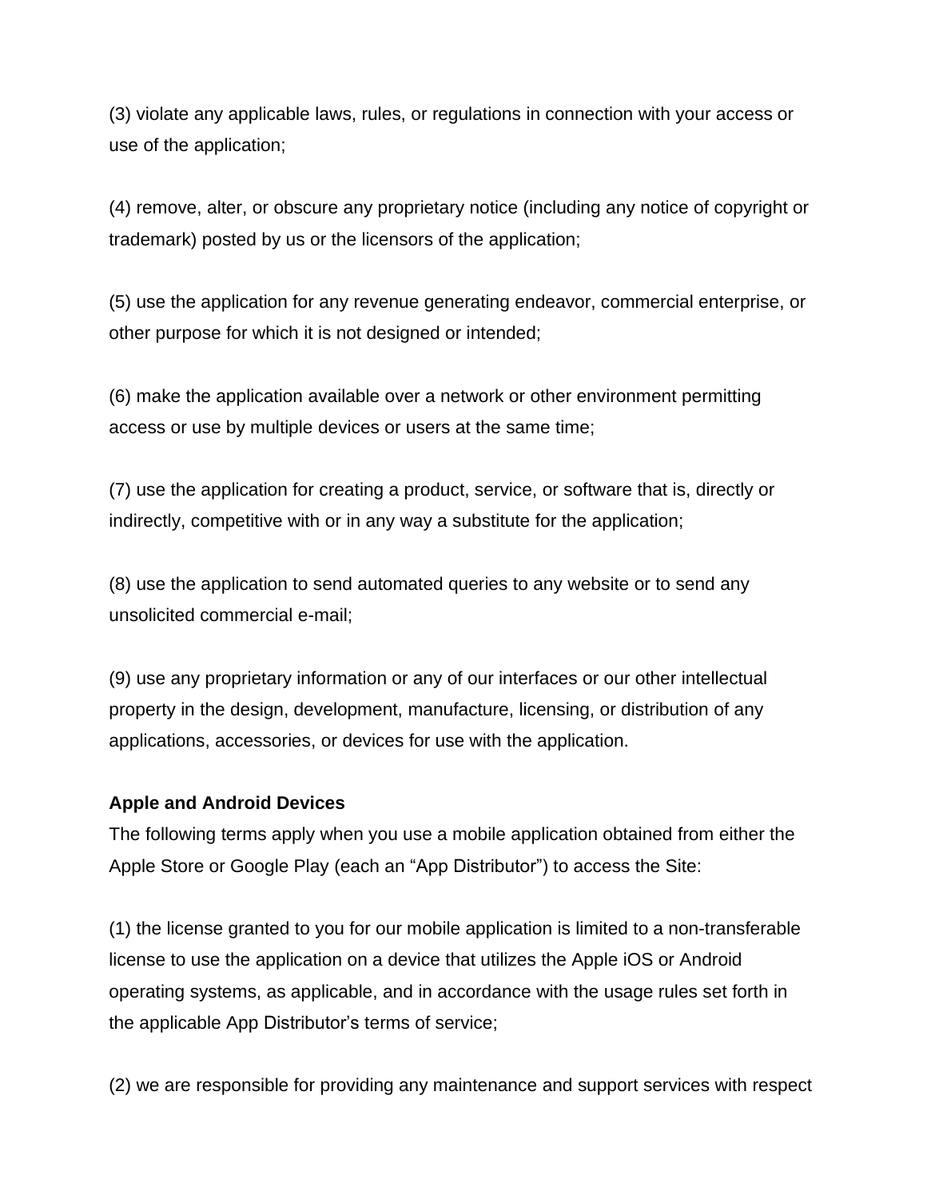(3) violate any applicable laws, rules, or regulations in connection with your access or use of the application;

(4) remove, alter, or obscure any proprietary notice (including any notice of copyright or trademark) posted by us or the licensors of the application;

(5) use the application for any revenue generating endeavor, commercial enterprise, or other purpose for which it is not designed or intended;

(6) make the application available over a network or other environment permitting access or use by multiple devices or users at the same time;

(7) use the application for creating a product, service, or software that is, directly or indirectly, competitive with or in any way a substitute for the application;

(8) use the application to send automated queries to any website or to send any unsolicited commercial e-mail;

(9) use any proprietary information or any of our interfaces or our other intellectual property in the design, development, manufacture, licensing, or distribution of any applications, accessories, or devices for use with the application.

**Apple and Android Devices**

The following terms apply when you use a mobile application obtained from either the Apple Store or Google Play (each an “App Distributor”) to access the Site:

(1) the license granted to you for our mobile application is limited to a non-transferable license to use the application on a device that utilizes the Apple iOS or Android operating systems, as applicable, and in accordance with the usage rules set forth in the applicable App Distributor’s terms of service;

(2) we are responsible for providing any maintenance and support services with respect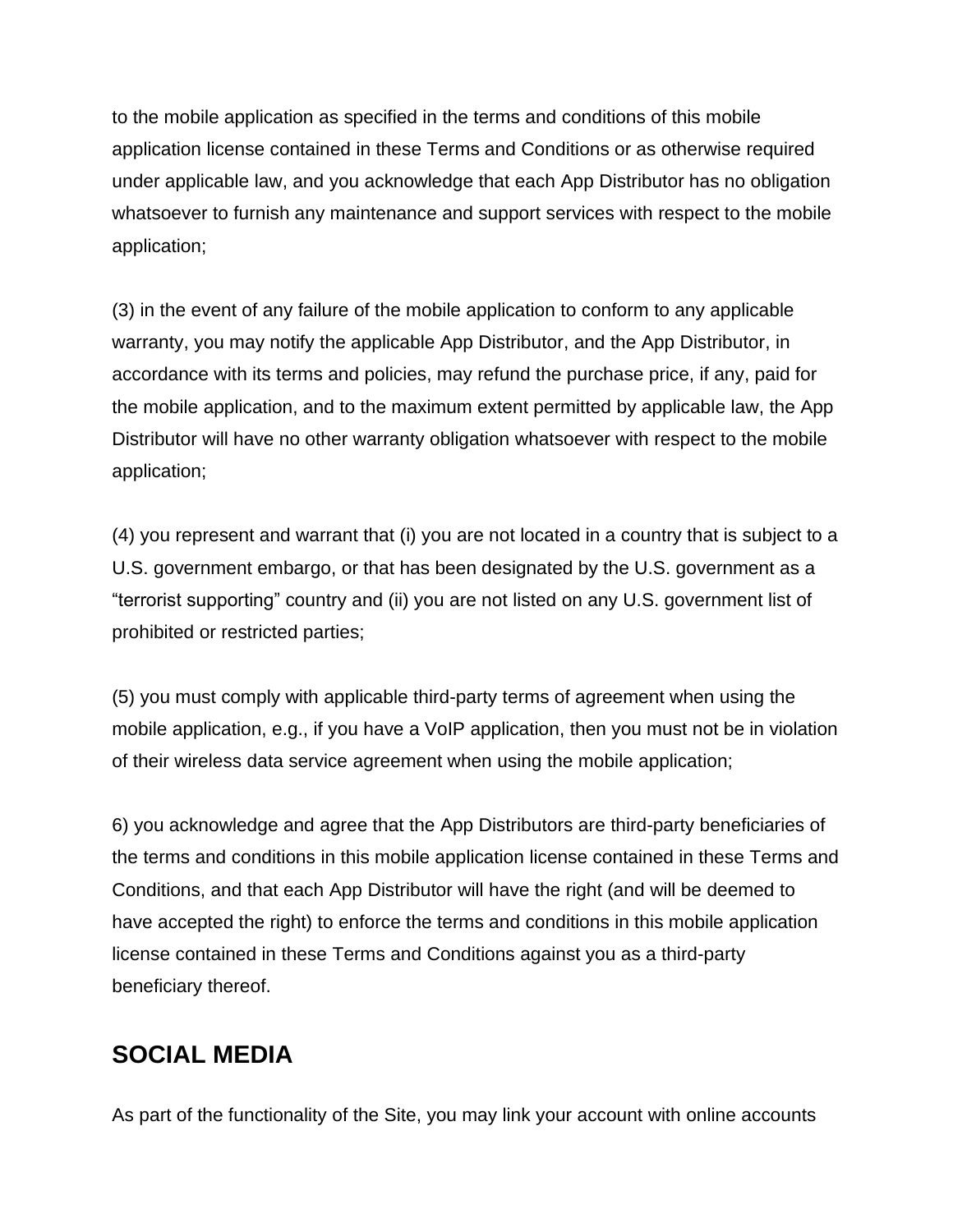to the mobile application as specified in the terms and conditions of this mobile application license contained in these Terms and Conditions or as otherwise required under applicable law, and you acknowledge that each App Distributor has no obligation whatsoever to furnish any maintenance and support services with respect to the mobile application;

(3) in the event of any failure of the mobile application to conform to any applicable warranty, you may notify the applicable App Distributor, and the App Distributor, in accordance with its terms and policies, may refund the purchase price, if any, paid for the mobile application, and to the maximum extent permitted by applicable law, the App Distributor will have no other warranty obligation whatsoever with respect to the mobile application;

(4) you represent and warrant that (i) you are not located in a country that is subject to a U.S. government embargo, or that has been designated by the U.S. government as a “terrorist supporting” country and (ii) you are not listed on any U.S. government list of prohibited or restricted parties;

(5) you must comply with applicable third-party terms of agreement when using the mobile application, e.g., if you have a VoIP application, then you must not be in violation of their wireless data service agreement when using the mobile application;

6) you acknowledge and agree that the App Distributors are third-party beneficiaries of the terms and conditions in this mobile application license contained in these Terms and Conditions, and that each App Distributor will have the right (and will be deemed to have accepted the right) to enforce the terms and conditions in this mobile application license contained in these Terms and Conditions against you as a third-party beneficiary thereof.

## SOCIAL MEDIA

As part of the functionality of the Site, you may link your account with online accounts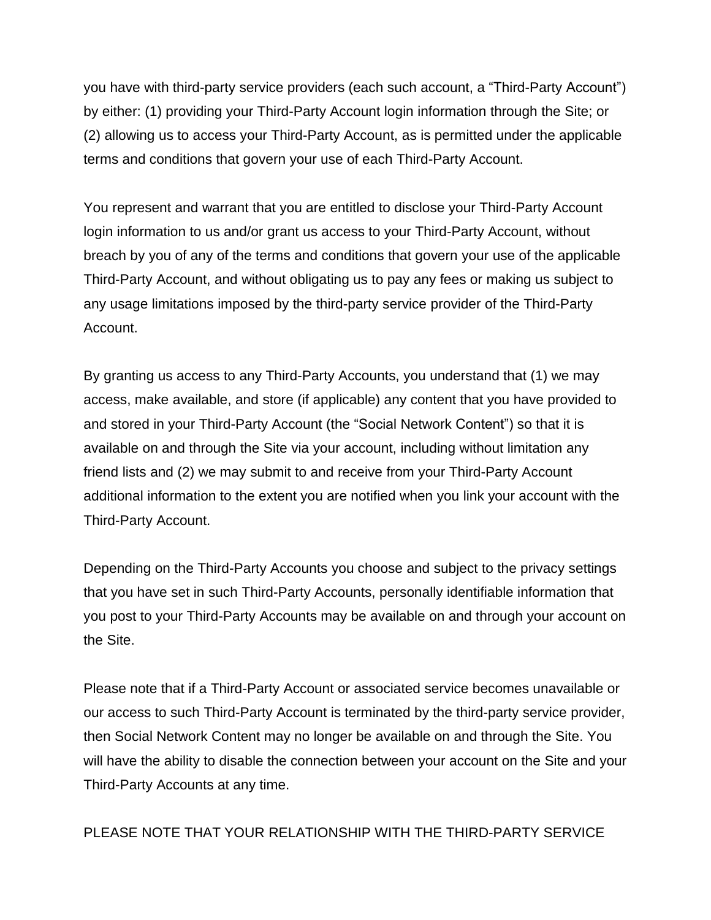you have with third-party service providers (each such account, a "Third-Party Account") by either: (1) providing your Third-Party Account login information through the Site; or (2) allowing us to access your Third-Party Account, as is permitted under the applicable terms and conditions that govern your use of each Third-Party Account.

You represent and warrant that you are entitled to disclose your Third-Party Account login information to us and/or grant us access to your Third-Party Account, without breach by you of any of the terms and conditions that govern your use of the applicable Third-Party Account, and without obligating us to pay any fees or making us subject to any usage limitations imposed by the third-party service provider of the Third-Party Account.

By granting us access to any Third-Party Accounts, you understand that (1) we may access, make available, and store (if applicable) any content that you have provided to and stored in your Third-Party Account (the "Social Network Content") so that it is available on and through the Site via your account, including without limitation any friend lists and (2) we may submit to and receive from your Third-Party Account additional information to the extent you are notified when you link your account with the Third-Party Account.

Depending on the Third-Party Accounts you choose and subject to the privacy settings that you have set in such Third-Party Accounts, personally identifiable information that you post to your Third-Party Accounts may be available on and through your account on the Site.

Please note that if a Third-Party Account or associated service becomes unavailable or our access to such Third-Party Account is terminated by the third-party service provider, then Social Network Content may no longer be available on and through the Site. You will have the ability to disable the connection between your account on the Site and your Third-Party Accounts at any time.

PLEASE NOTE THAT YOUR RELATIONSHIP WITH THE THIRD-PARTY SERVICE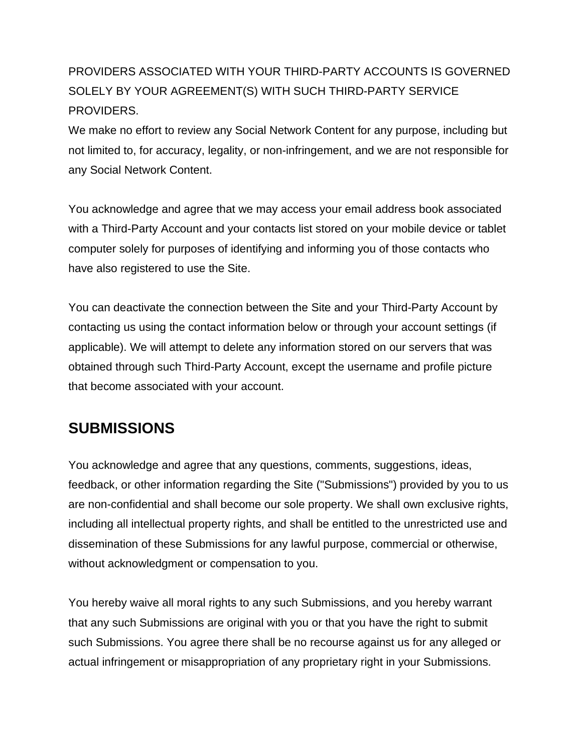PROVIDERS ASSOCIATED WITH YOUR THIRD-PARTY ACCOUNTS IS GOVERNED SOLELY BY YOUR AGREEMENT(S) WITH SUCH THIRD-PARTY SERVICE PROVIDERS.
We make no effort to review any Social Network Content for any purpose, including but not limited to, for accuracy, legality, or non-infringement, and we are not responsible for any Social Network Content.

You acknowledge and agree that we may access your email address book associated with a Third-Party Account and your contacts list stored on your mobile device or tablet computer solely for purposes of identifying and informing you of those contacts who have also registered to use the Site.

You can deactivate the connection between the Site and your Third-Party Account by contacting us using the contact information below or through your account settings (if applicable). We will attempt to delete any information stored on our servers that was obtained through such Third-Party Account, except the username and profile picture that become associated with your account.

## SUBMISSIONS

You acknowledge and agree that any questions, comments, suggestions, ideas, feedback, or other information regarding the Site ("Submissions") provided by you to us are non-confidential and shall become our sole property. We shall own exclusive rights, including all intellectual property rights, and shall be entitled to the unrestricted use and dissemination of these Submissions for any lawful purpose, commercial or otherwise, without acknowledgment or compensation to you.

You hereby waive all moral rights to any such Submissions, and you hereby warrant that any such Submissions are original with you or that you have the right to submit such Submissions. You agree there shall be no recourse against us for any alleged or actual infringement or misappropriation of any proprietary right in your Submissions.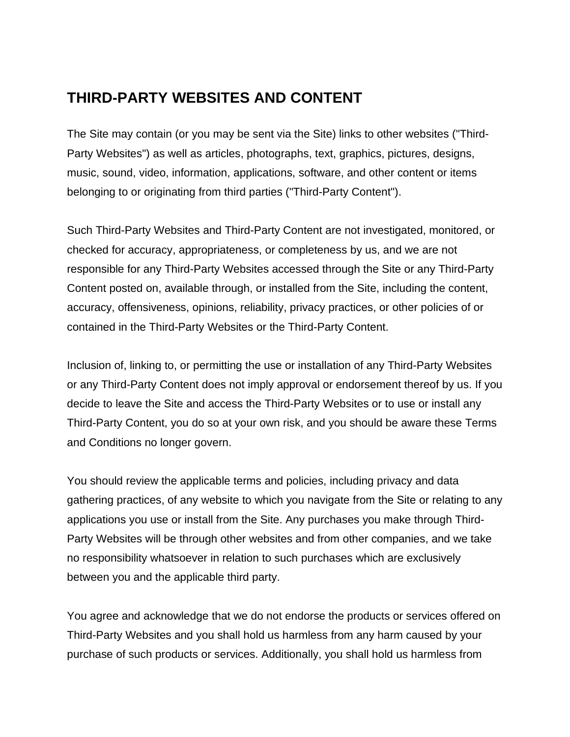## THIRD-PARTY WEBSITES AND CONTENT

The Site may contain (or you may be sent via the Site) links to other websites ("Third-Party Websites") as well as articles, photographs, text, graphics, pictures, designs, music, sound, video, information, applications, software, and other content or items belonging to or originating from third parties ("Third-Party Content").

Such Third-Party Websites and Third-Party Content are not investigated, monitored, or checked for accuracy, appropriateness, or completeness by us, and we are not responsible for any Third-Party Websites accessed through the Site or any Third-Party Content posted on, available through, or installed from the Site, including the content, accuracy, offensiveness, opinions, reliability, privacy practices, or other policies of or contained in the Third-Party Websites or the Third-Party Content.

Inclusion of, linking to, or permitting the use or installation of any Third-Party Websites or any Third-Party Content does not imply approval or endorsement thereof by us. If you decide to leave the Site and access the Third-Party Websites or to use or install any Third-Party Content, you do so at your own risk, and you should be aware these Terms and Conditions no longer govern.

You should review the applicable terms and policies, including privacy and data gathering practices, of any website to which you navigate from the Site or relating to any applications you use or install from the Site. Any purchases you make through Third-Party Websites will be through other websites and from other companies, and we take no responsibility whatsoever in relation to such purchases which are exclusively between you and the applicable third party.

You agree and acknowledge that we do not endorse the products or services offered on Third-Party Websites and you shall hold us harmless from any harm caused by your purchase of such products or services. Additionally, you shall hold us harmless from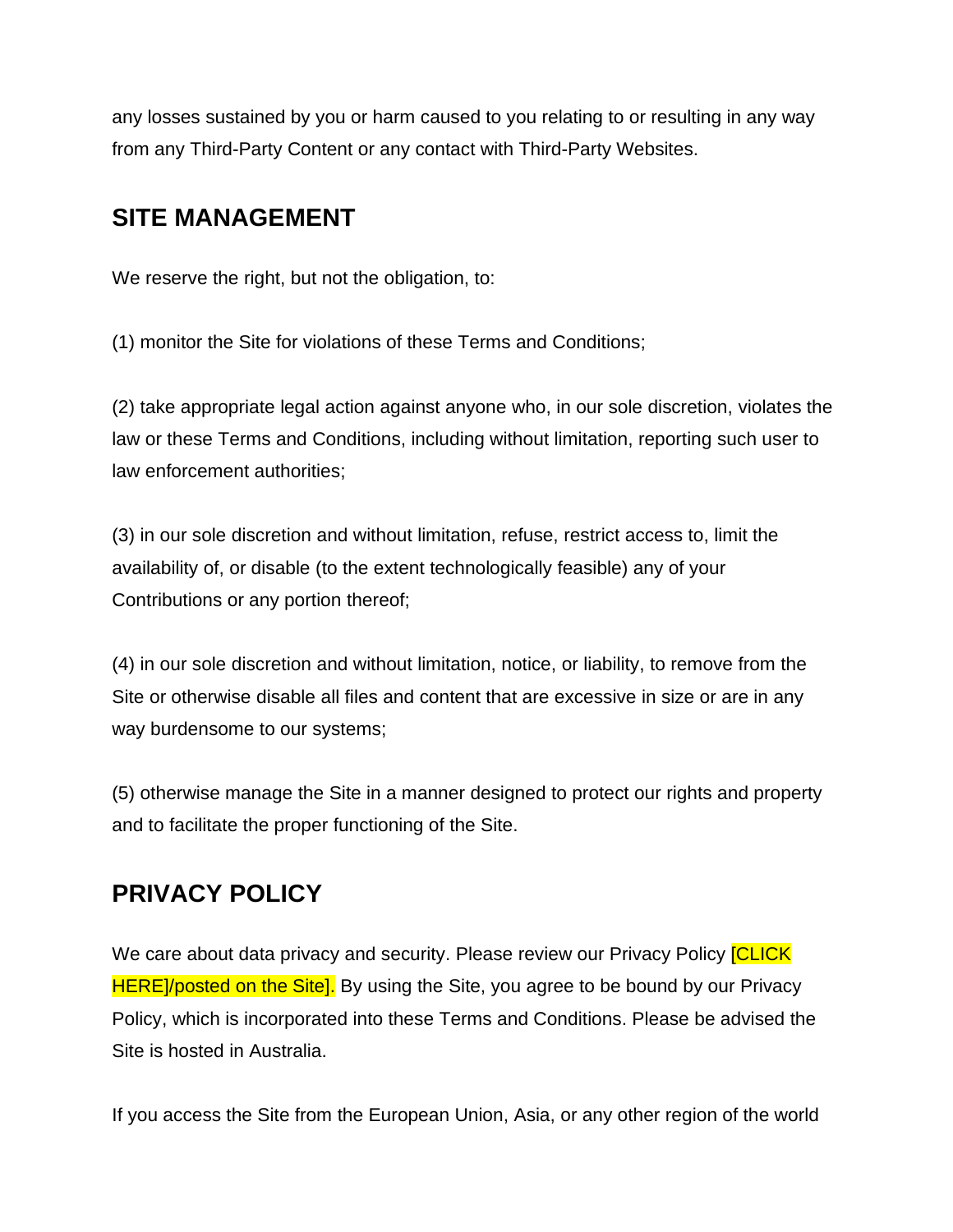any losses sustained by you or harm caused to you relating to or resulting in any way from any Third-Party Content or any contact with Third-Party Websites.

## SITE MANAGEMENT

We reserve the right, but not the obligation, to:

(1) monitor the Site for violations of these Terms and Conditions;

(2) take appropriate legal action against anyone who, in our sole discretion, violates the law or these Terms and Conditions, including without limitation, reporting such user to law enforcement authorities;

(3) in our sole discretion and without limitation, refuse, restrict access to, limit the availability of, or disable (to the extent technologically feasible) any of your Contributions or any portion thereof;

(4) in our sole discretion and without limitation, notice, or liability, to remove from the Site or otherwise disable all files and content that are excessive in size or are in any way burdensome to our systems;

(5) otherwise manage the Site in a manner designed to protect our rights and property and to facilitate the proper functioning of the Site.

## PRIVACY POLICY

We care about data privacy and security. Please review our Privacy Policy [CLICK HERE]/posted on the Site]. By using the Site, you agree to be bound by our Privacy Policy, which is incorporated into these Terms and Conditions. Please be advised the Site is hosted in Australia.

If you access the Site from the European Union, Asia, or any other region of the world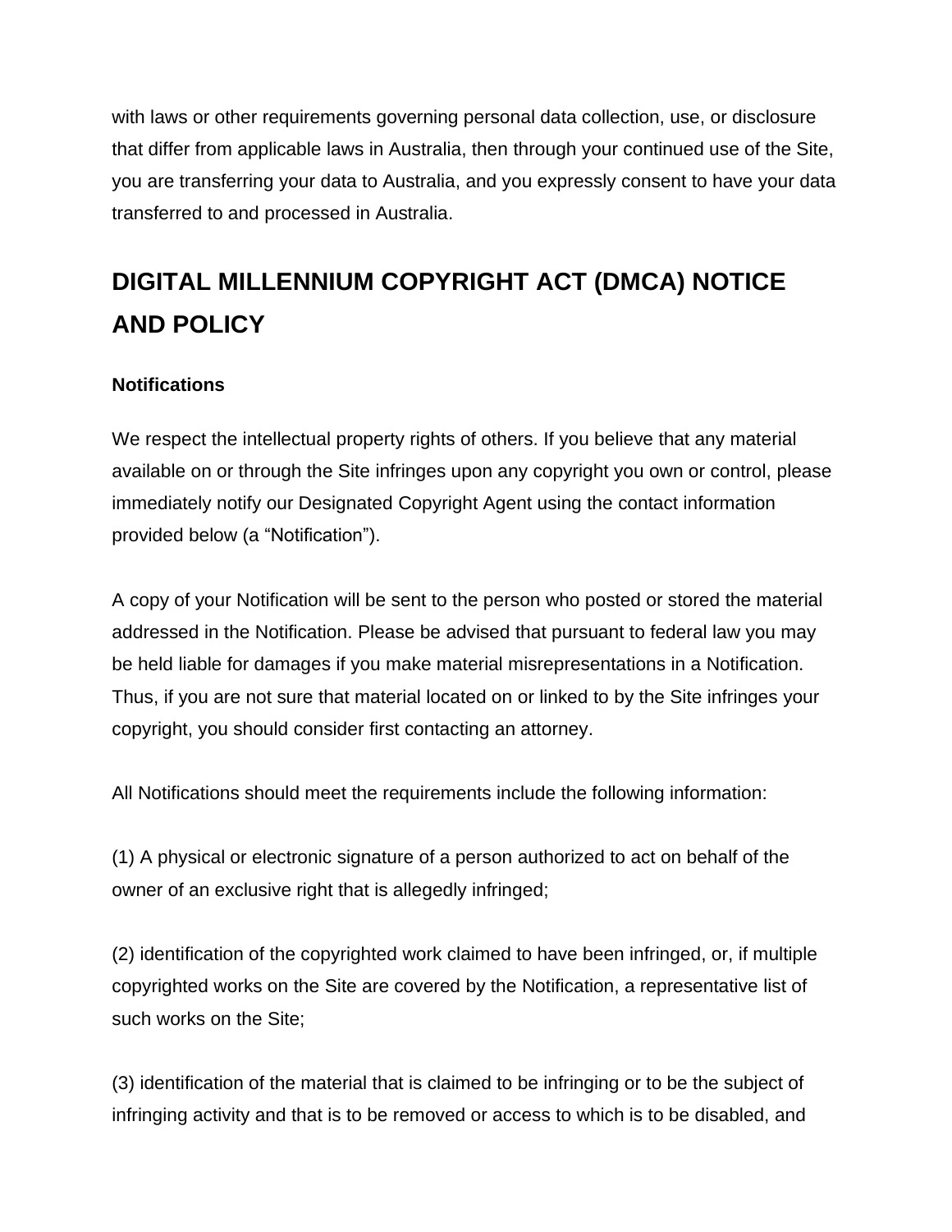with laws or other requirements governing personal data collection, use, or disclosure that differ from applicable laws in Australia, then through your continued use of the Site, you are transferring your data to Australia, and you expressly consent to have your data transferred to and processed in Australia.

## DIGITAL MILLENNIUM COPYRIGHT ACT (DMCA) NOTICE AND POLICY

### Notifications

We respect the intellectual property rights of others. If you believe that any material available on or through the Site infringes upon any copyright you own or control, please immediately notify our Designated Copyright Agent using the contact information provided below (a "Notification").

A copy of your Notification will be sent to the person who posted or stored the material addressed in the Notification. Please be advised that pursuant to federal law you may be held liable for damages if you make material misrepresentations in a Notification. Thus, if you are not sure that material located on or linked to by the Site infringes your copyright, you should consider first contacting an attorney.

All Notifications should meet the requirements include the following information:

(1) A physical or electronic signature of a person authorized to act on behalf of the owner of an exclusive right that is allegedly infringed;

(2) identification of the copyrighted work claimed to have been infringed, or, if multiple copyrighted works on the Site are covered by the Notification, a representative list of such works on the Site;

(3) identification of the material that is claimed to be infringing or to be the subject of infringing activity and that is to be removed or access to which is to be disabled, and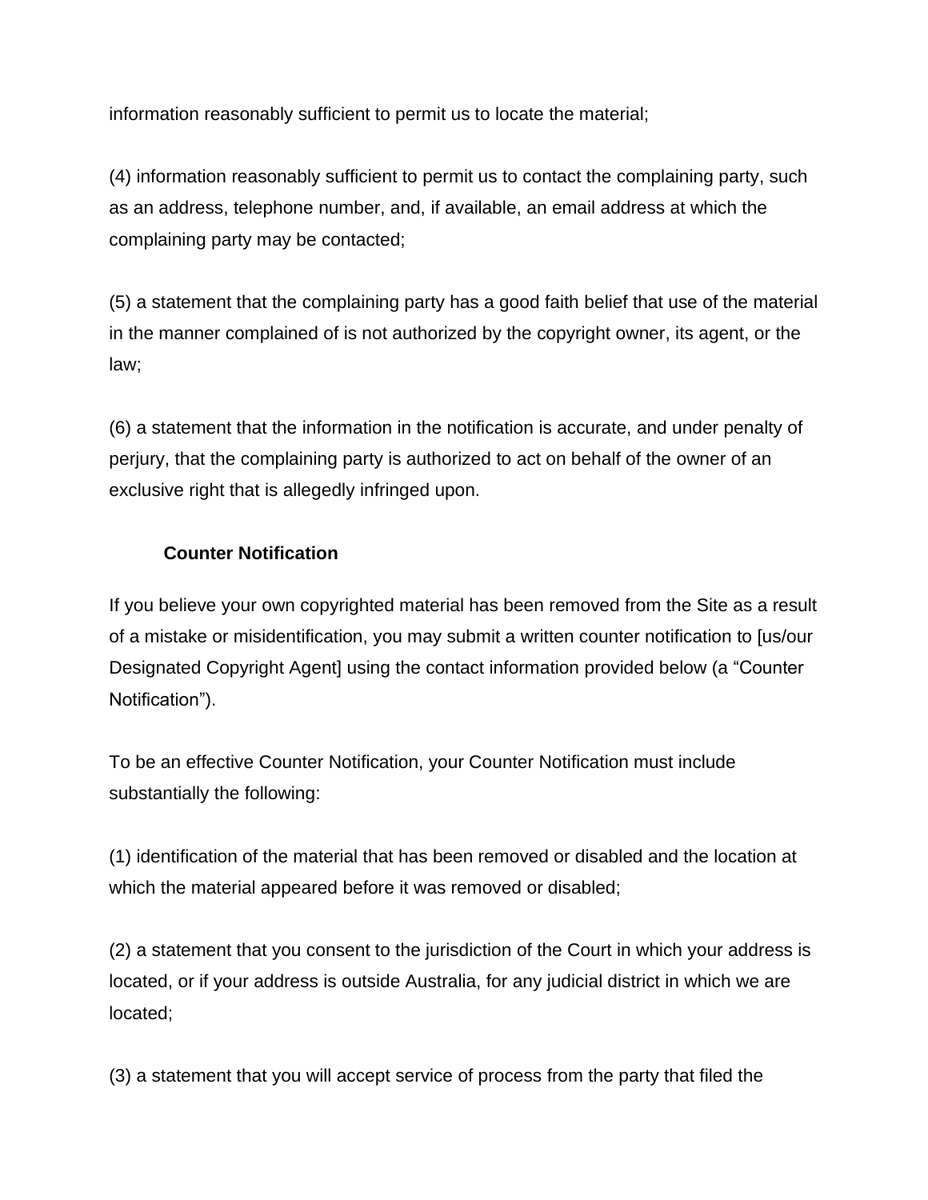information reasonably sufficient to permit us to locate the material;

(4) information reasonably sufficient to permit us to contact the complaining party, such as an address, telephone number, and, if available, an email address at which the complaining party may be contacted;

(5) a statement that the complaining party has a good faith belief that use of the material in the manner complained of is not authorized by the copyright owner, its agent, or the law;

(6) a statement that the information in the notification is accurate, and under penalty of perjury, that the complaining party is authorized to act on behalf of the owner of an exclusive right that is allegedly infringed upon.

**Counter Notification**

If you believe your own copyrighted material has been removed from the Site as a result of a mistake or misidentification, you may submit a written counter notification to [us/our Designated Copyright Agent] using the contact information provided below (a “Counter Notification”).

To be an effective Counter Notification, your Counter Notification must include substantially the following:

(1) identification of the material that has been removed or disabled and the location at which the material appeared before it was removed or disabled;

(2) a statement that you consent to the jurisdiction of the Court in which your address is located, or if your address is outside Australia, for any judicial district in which we are located;

(3) a statement that you will accept service of process from the party that filed the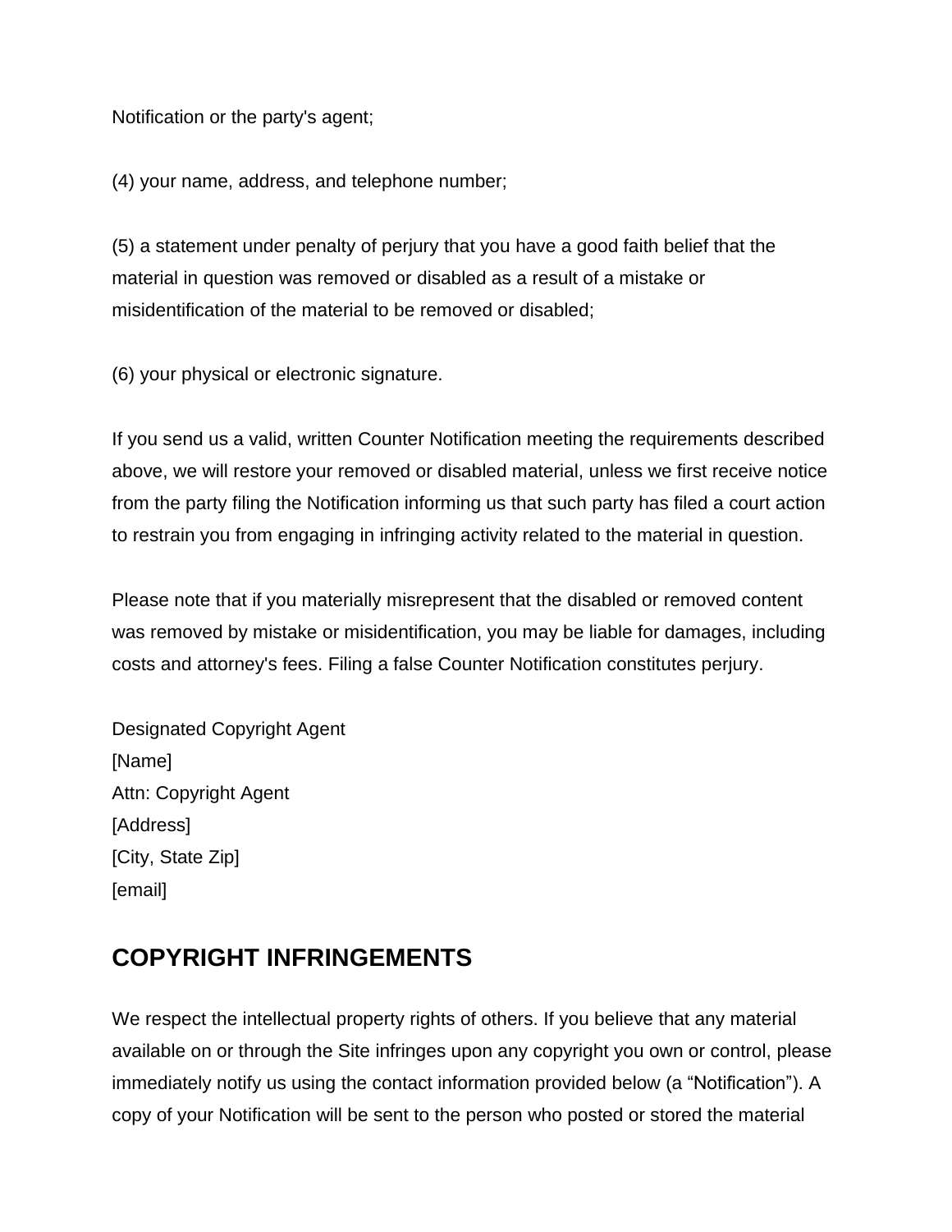Notification or the party's agent;

(4) your name, address, and telephone number;

(5) a statement under penalty of perjury that you have a good faith belief that the material in question was removed or disabled as a result of a mistake or misidentification of the material to be removed or disabled;

(6) your physical or electronic signature.

If you send us a valid, written Counter Notification meeting the requirements described above, we will restore your removed or disabled material, unless we first receive notice from the party filing the Notification informing us that such party has filed a court action to restrain you from engaging in infringing activity related to the material in question.

Please note that if you materially misrepresent that the disabled or removed content was removed by mistake or misidentification, you may be liable for damages, including costs and attorney's fees. Filing a false Counter Notification constitutes perjury.

Designated Copyright Agent
[Name]
Attn: Copyright Agent
[Address]
[City, State Zip]
[email]

## COPYRIGHT INFRINGEMENTS

We respect the intellectual property rights of others. If you believe that any material available on or through the Site infringes upon any copyright you own or control, please immediately notify us using the contact information provided below (a “Notification”). A copy of your Notification will be sent to the person who posted or stored the material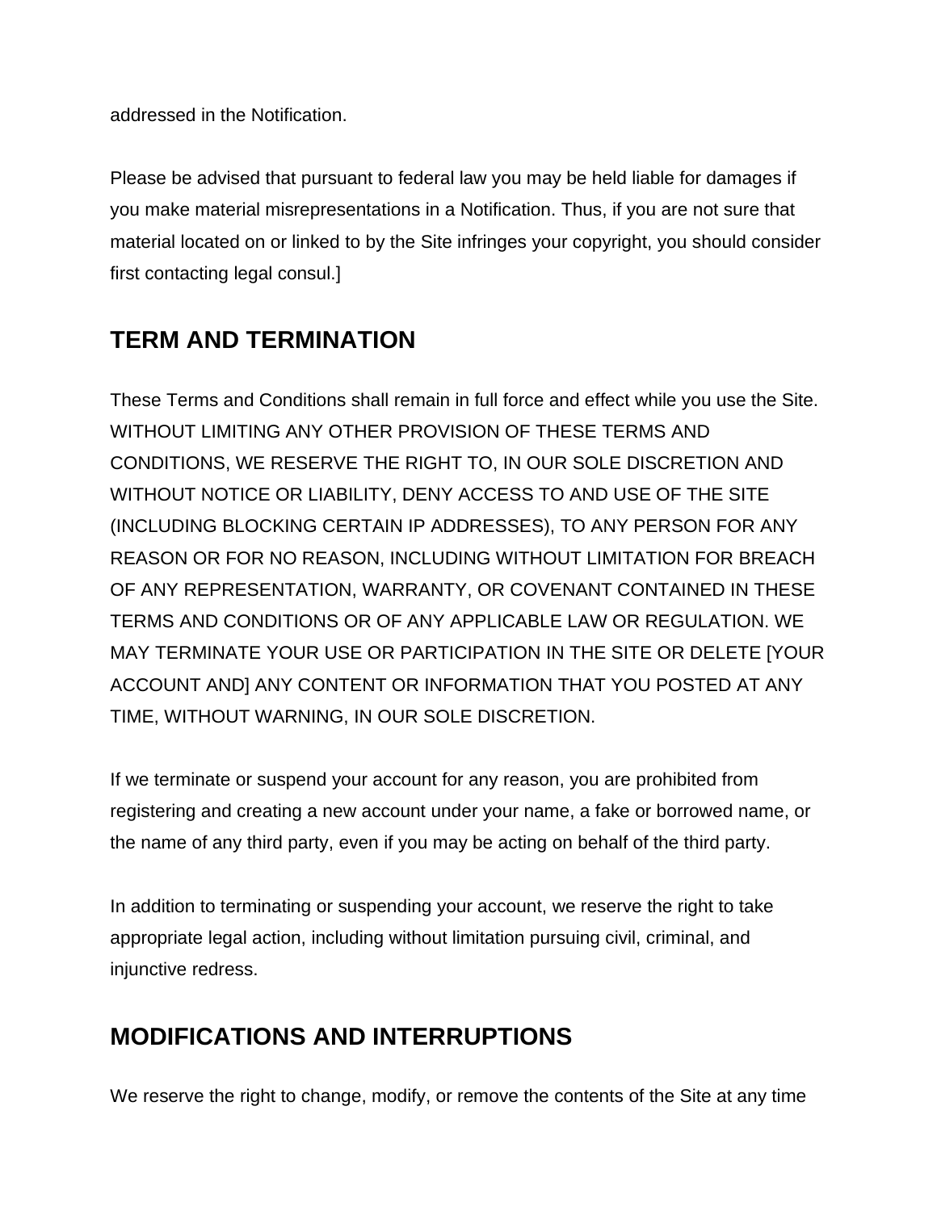addressed in the Notification.

Please be advised that pursuant to federal law you may be held liable for damages if you make material misrepresentations in a Notification. Thus, if you are not sure that material located on or linked to by the Site infringes your copyright, you should consider first contacting legal consul.]

## TERM AND TERMINATION

These Terms and Conditions shall remain in full force and effect while you use the Site. WITHOUT LIMITING ANY OTHER PROVISION OF THESE TERMS AND CONDITIONS, WE RESERVE THE RIGHT TO, IN OUR SOLE DISCRETION AND WITHOUT NOTICE OR LIABILITY, DENY ACCESS TO AND USE OF THE SITE (INCLUDING BLOCKING CERTAIN IP ADDRESSES), TO ANY PERSON FOR ANY REASON OR FOR NO REASON, INCLUDING WITHOUT LIMITATION FOR BREACH OF ANY REPRESENTATION, WARRANTY, OR COVENANT CONTAINED IN THESE TERMS AND CONDITIONS OR OF ANY APPLICABLE LAW OR REGULATION. WE MAY TERMINATE YOUR USE OR PARTICIPATION IN THE SITE OR DELETE [YOUR ACCOUNT AND] ANY CONTENT OR INFORMATION THAT YOU POSTED AT ANY TIME, WITHOUT WARNING, IN OUR SOLE DISCRETION.

If we terminate or suspend your account for any reason, you are prohibited from registering and creating a new account under your name, a fake or borrowed name, or the name of any third party, even if you may be acting on behalf of the third party.

In addition to terminating or suspending your account, we reserve the right to take appropriate legal action, including without limitation pursuing civil, criminal, and injunctive redress.

## MODIFICATIONS AND INTERRUPTIONS

We reserve the right to change, modify, or remove the contents of the Site at any time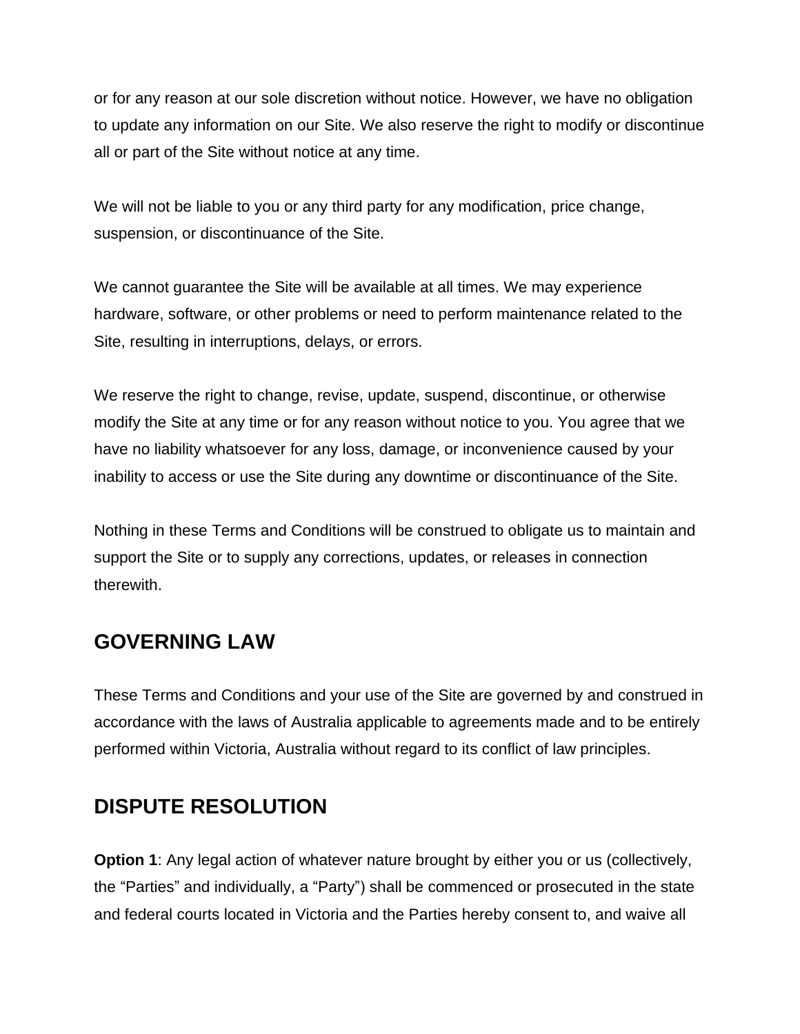or for any reason at our sole discretion without notice. However, we have no obligation to update any information on our Site. We also reserve the right to modify or discontinue all or part of the Site without notice at any time.

We will not be liable to you or any third party for any modification, price change, suspension, or discontinuance of the Site.

We cannot guarantee the Site will be available at all times. We may experience hardware, software, or other problems or need to perform maintenance related to the Site, resulting in interruptions, delays, or errors.

We reserve the right to change, revise, update, suspend, discontinue, or otherwise modify the Site at any time or for any reason without notice to you. You agree that we have no liability whatsoever for any loss, damage, or inconvenience caused by your inability to access or use the Site during any downtime or discontinuance of the Site.

Nothing in these Terms and Conditions will be construed to obligate us to maintain and support the Site or to supply any corrections, updates, or releases in connection therewith.

## GOVERNING LAW

These Terms and Conditions and your use of the Site are governed by and construed in accordance with the laws of Australia applicable to agreements made and to be entirely performed within Victoria, Australia without regard to its conflict of law principles.

## DISPUTE RESOLUTION

**Option 1**: Any legal action of whatever nature brought by either you or us (collectively, the “Parties” and individually, a “Party”) shall be commenced or prosecuted in the state and federal courts located in Victoria and the Parties hereby consent to, and waive all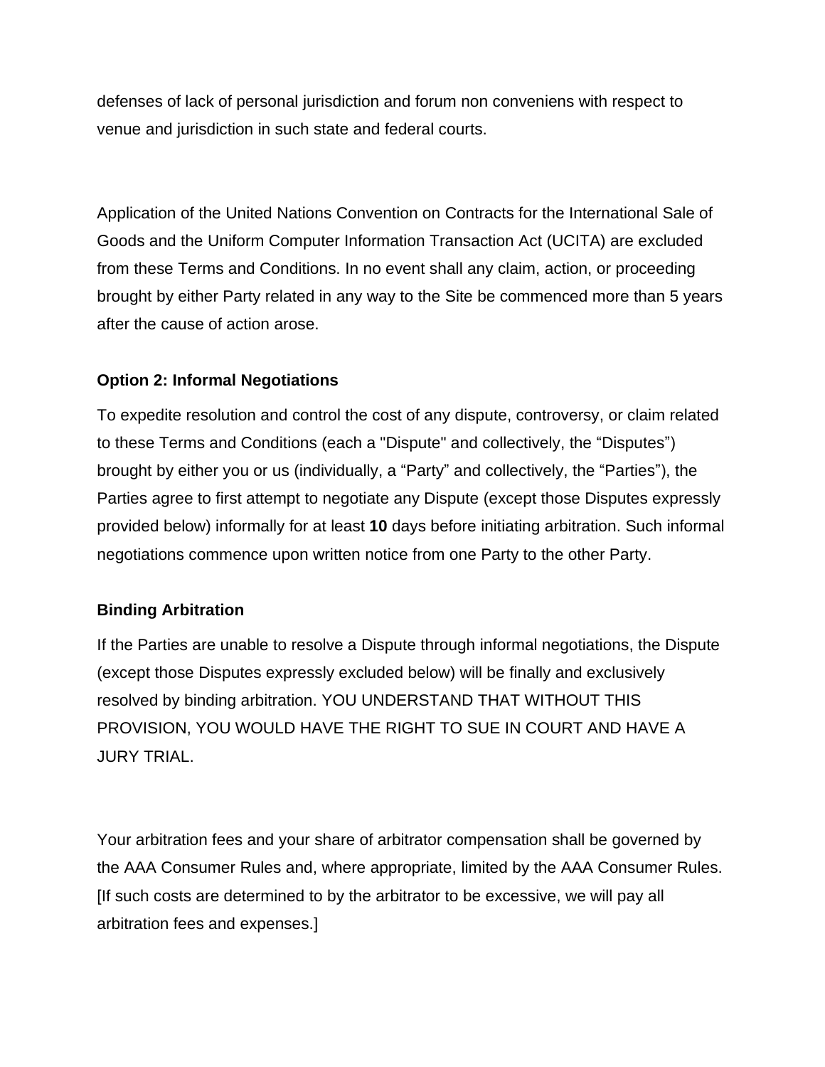defenses of lack of personal jurisdiction and forum non conveniens with respect to venue and jurisdiction in such state and federal courts.

Application of the United Nations Convention on Contracts for the International Sale of Goods and the Uniform Computer Information Transaction Act (UCITA) are excluded from these Terms and Conditions. In no event shall any claim, action, or proceeding brought by either Party related in any way to the Site be commenced more than 5 years after the cause of action arose.

**Option 2: Informal Negotiations**

To expedite resolution and control the cost of any dispute, controversy, or claim related to these Terms and Conditions (each a "Dispute" and collectively, the “Disputes”) brought by either you or us (individually, a “Party” and collectively, the “Parties”), the Parties agree to first attempt to negotiate any Dispute (except those Disputes expressly provided below) informally for at least **10** days before initiating arbitration. Such informal negotiations commence upon written notice from one Party to the other Party.

**Binding Arbitration**

If the Parties are unable to resolve a Dispute through informal negotiations, the Dispute (except those Disputes expressly excluded below) will be finally and exclusively resolved by binding arbitration. YOU UNDERSTAND THAT WITHOUT THIS PROVISION, YOU WOULD HAVE THE RIGHT TO SUE IN COURT AND HAVE A JURY TRIAL.

Your arbitration fees and your share of arbitrator compensation shall be governed by the AAA Consumer Rules and, where appropriate, limited by the AAA Consumer Rules. [If such costs are determined to by the arbitrator to be excessive, we will pay all arbitration fees and expenses.]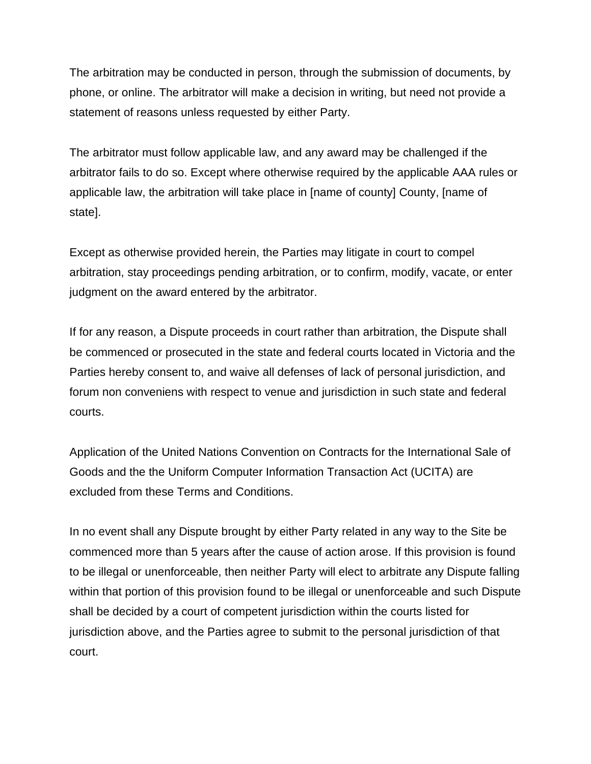The arbitration may be conducted in person, through the submission of documents, by phone, or online. The arbitrator will make a decision in writing, but need not provide a statement of reasons unless requested by either Party.

The arbitrator must follow applicable law, and any award may be challenged if the arbitrator fails to do so. Except where otherwise required by the applicable AAA rules or applicable law, the arbitration will take place in [name of county] County, [name of state].

Except as otherwise provided herein, the Parties may litigate in court to compel arbitration, stay proceedings pending arbitration, or to confirm, modify, vacate, or enter judgment on the award entered by the arbitrator.

If for any reason, a Dispute proceeds in court rather than arbitration, the Dispute shall be commenced or prosecuted in the state and federal courts located in Victoria and the Parties hereby consent to, and waive all defenses of lack of personal jurisdiction, and forum non conveniens with respect to venue and jurisdiction in such state and federal courts.

Application of the United Nations Convention on Contracts for the International Sale of Goods and the the Uniform Computer Information Transaction Act (UCITA) are excluded from these Terms and Conditions.

In no event shall any Dispute brought by either Party related in any way to the Site be commenced more than 5 years after the cause of action arose. If this provision is found to be illegal or unenforceable, then neither Party will elect to arbitrate any Dispute falling within that portion of this provision found to be illegal or unenforceable and such Dispute shall be decided by a court of competent jurisdiction within the courts listed for jurisdiction above, and the Parties agree to submit to the personal jurisdiction of that court.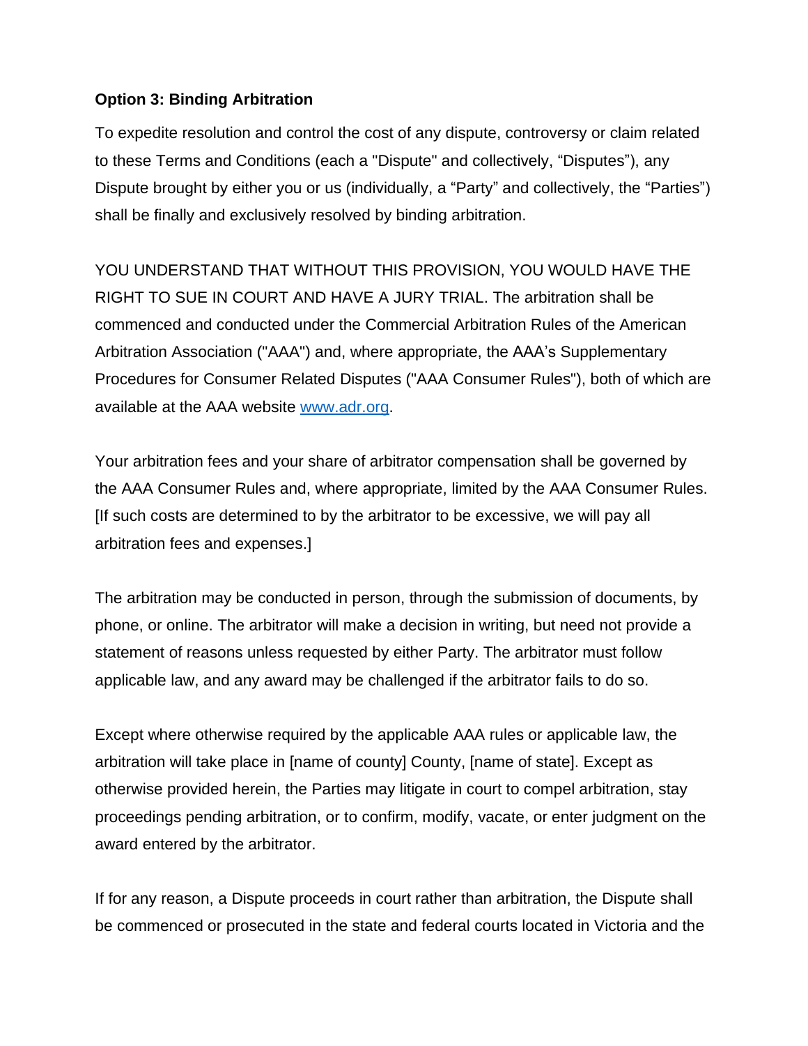**Option 3: Binding Arbitration**

To expedite resolution and control the cost of any dispute, controversy or claim related to these Terms and Conditions (each a "Dispute" and collectively, "Disputes"), any Dispute brought by either you or us (individually, a "Party" and collectively, the "Parties") shall be finally and exclusively resolved by binding arbitration.

YOU UNDERSTAND THAT WITHOUT THIS PROVISION, YOU WOULD HAVE THE RIGHT TO SUE IN COURT AND HAVE A JURY TRIAL. The arbitration shall be commenced and conducted under the Commercial Arbitration Rules of the American Arbitration Association ("AAA") and, where appropriate, the AAA's Supplementary Procedures for Consumer Related Disputes ("AAA Consumer Rules"), both of which are available at the AAA website [www.adr.org](http://www.adr.org).

Your arbitration fees and your share of arbitrator compensation shall be governed by the AAA Consumer Rules and, where appropriate, limited by the AAA Consumer Rules. [If such costs are determined to by the arbitrator to be excessive, we will pay all arbitration fees and expenses.]

The arbitration may be conducted in person, through the submission of documents, by phone, or online. The arbitrator will make a decision in writing, but need not provide a statement of reasons unless requested by either Party. The arbitrator must follow applicable law, and any award may be challenged if the arbitrator fails to do so.

Except where otherwise required by the applicable AAA rules or applicable law, the arbitration will take place in [name of county] County, [name of state]. Except as otherwise provided herein, the Parties may litigate in court to compel arbitration, stay proceedings pending arbitration, or to confirm, modify, vacate, or enter judgment on the award entered by the arbitrator.

If for any reason, a Dispute proceeds in court rather than arbitration, the Dispute shall be commenced or prosecuted in the state and federal courts located in Victoria and the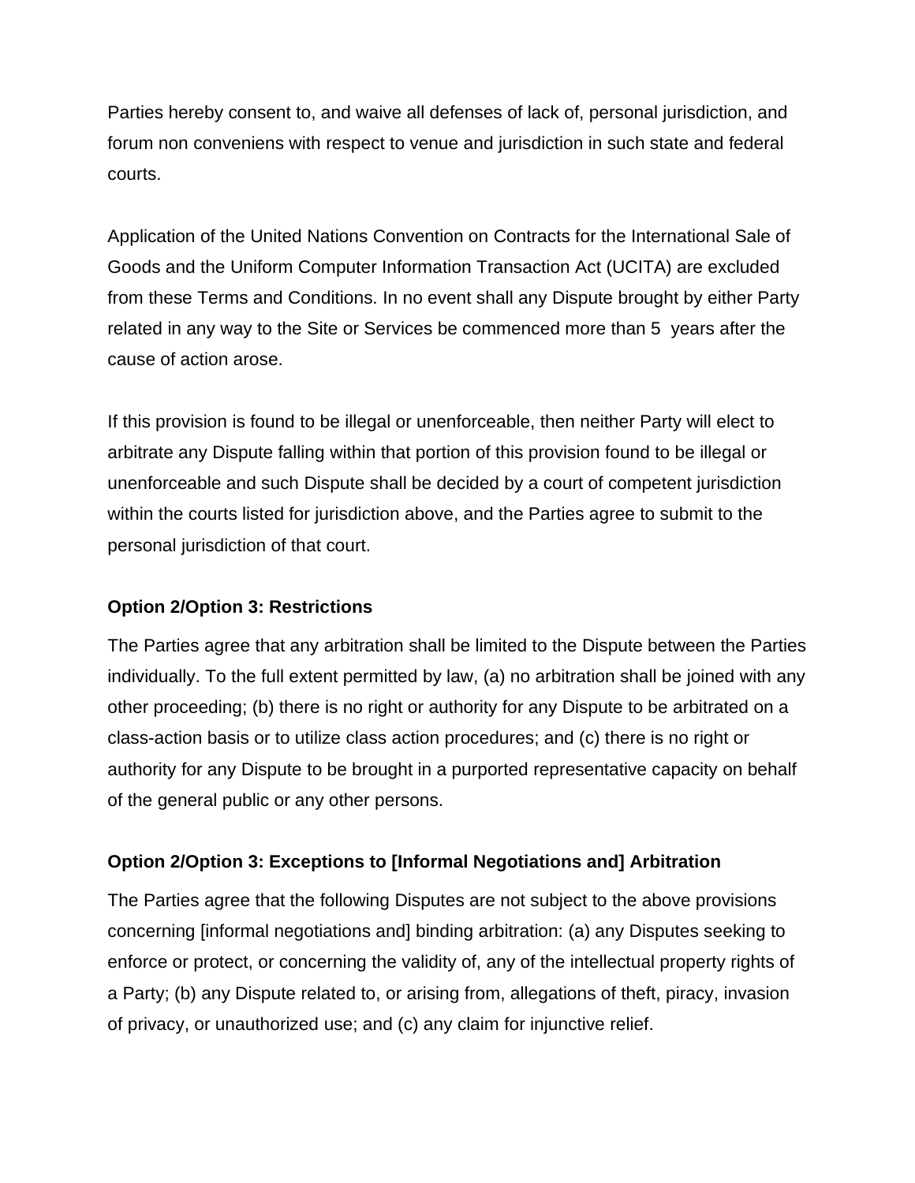Parties hereby consent to, and waive all defenses of lack of, personal jurisdiction, and forum non conveniens with respect to venue and jurisdiction in such state and federal courts.

Application of the United Nations Convention on Contracts for the International Sale of Goods and the Uniform Computer Information Transaction Act (UCITA) are excluded from these Terms and Conditions. In no event shall any Dispute brought by either Party related in any way to the Site or Services be commenced more than 5  years after the cause of action arose.

If this provision is found to be illegal or unenforceable, then neither Party will elect to arbitrate any Dispute falling within that portion of this provision found to be illegal or unenforceable and such Dispute shall be decided by a court of competent jurisdiction within the courts listed for jurisdiction above, and the Parties agree to submit to the personal jurisdiction of that court.

**Option 2/Option 3: Restrictions**

The Parties agree that any arbitration shall be limited to the Dispute between the Parties individually. To the full extent permitted by law, (a) no arbitration shall be joined with any other proceeding; (b) there is no right or authority for any Dispute to be arbitrated on a class-action basis or to utilize class action procedures; and (c) there is no right or authority for any Dispute to be brought in a purported representative capacity on behalf of the general public or any other persons.

**Option 2/Option 3: Exceptions to [Informal Negotiations and] Arbitration**

The Parties agree that the following Disputes are not subject to the above provisions concerning [informal negotiations and] binding arbitration: (a) any Disputes seeking to enforce or protect, or concerning the validity of, any of the intellectual property rights of a Party; (b) any Dispute related to, or arising from, allegations of theft, piracy, invasion of privacy, or unauthorized use; and (c) any claim for injunctive relief.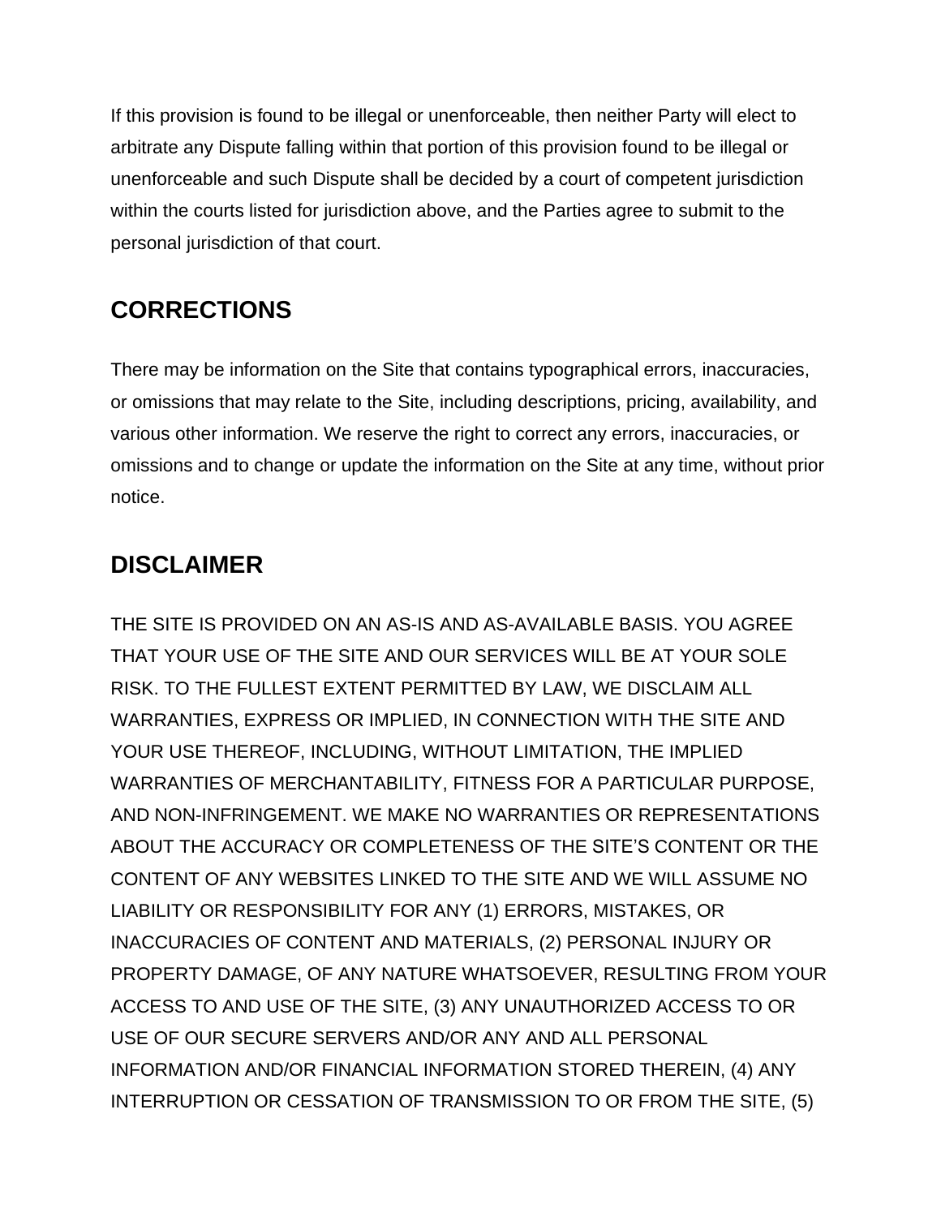If this provision is found to be illegal or unenforceable, then neither Party will elect to arbitrate any Dispute falling within that portion of this provision found to be illegal or unenforceable and such Dispute shall be decided by a court of competent jurisdiction within the courts listed for jurisdiction above, and the Parties agree to submit to the personal jurisdiction of that court.

## CORRECTIONS

There may be information on the Site that contains typographical errors, inaccuracies, or omissions that may relate to the Site, including descriptions, pricing, availability, and various other information. We reserve the right to correct any errors, inaccuracies, or omissions and to change or update the information on the Site at any time, without prior notice.

## DISCLAIMER

THE SITE IS PROVIDED ON AN AS-IS AND AS-AVAILABLE BASIS. YOU AGREE THAT YOUR USE OF THE SITE AND OUR SERVICES WILL BE AT YOUR SOLE RISK. TO THE FULLEST EXTENT PERMITTED BY LAW, WE DISCLAIM ALL WARRANTIES, EXPRESS OR IMPLIED, IN CONNECTION WITH THE SITE AND YOUR USE THEREOF, INCLUDING, WITHOUT LIMITATION, THE IMPLIED WARRANTIES OF MERCHANTABILITY, FITNESS FOR A PARTICULAR PURPOSE, AND NON-INFRINGEMENT. WE MAKE NO WARRANTIES OR REPRESENTATIONS ABOUT THE ACCURACY OR COMPLETENESS OF THE SITE'S CONTENT OR THE CONTENT OF ANY WEBSITES LINKED TO THE SITE AND WE WILL ASSUME NO LIABILITY OR RESPONSIBILITY FOR ANY (1) ERRORS, MISTAKES, OR INACCURACIES OF CONTENT AND MATERIALS, (2) PERSONAL INJURY OR PROPERTY DAMAGE, OF ANY NATURE WHATSOEVER, RESULTING FROM YOUR ACCESS TO AND USE OF THE SITE, (3) ANY UNAUTHORIZED ACCESS TO OR USE OF OUR SECURE SERVERS AND/OR ANY AND ALL PERSONAL INFORMATION AND/OR FINANCIAL INFORMATION STORED THEREIN, (4) ANY INTERRUPTION OR CESSATION OF TRANSMISSION TO OR FROM THE SITE, (5)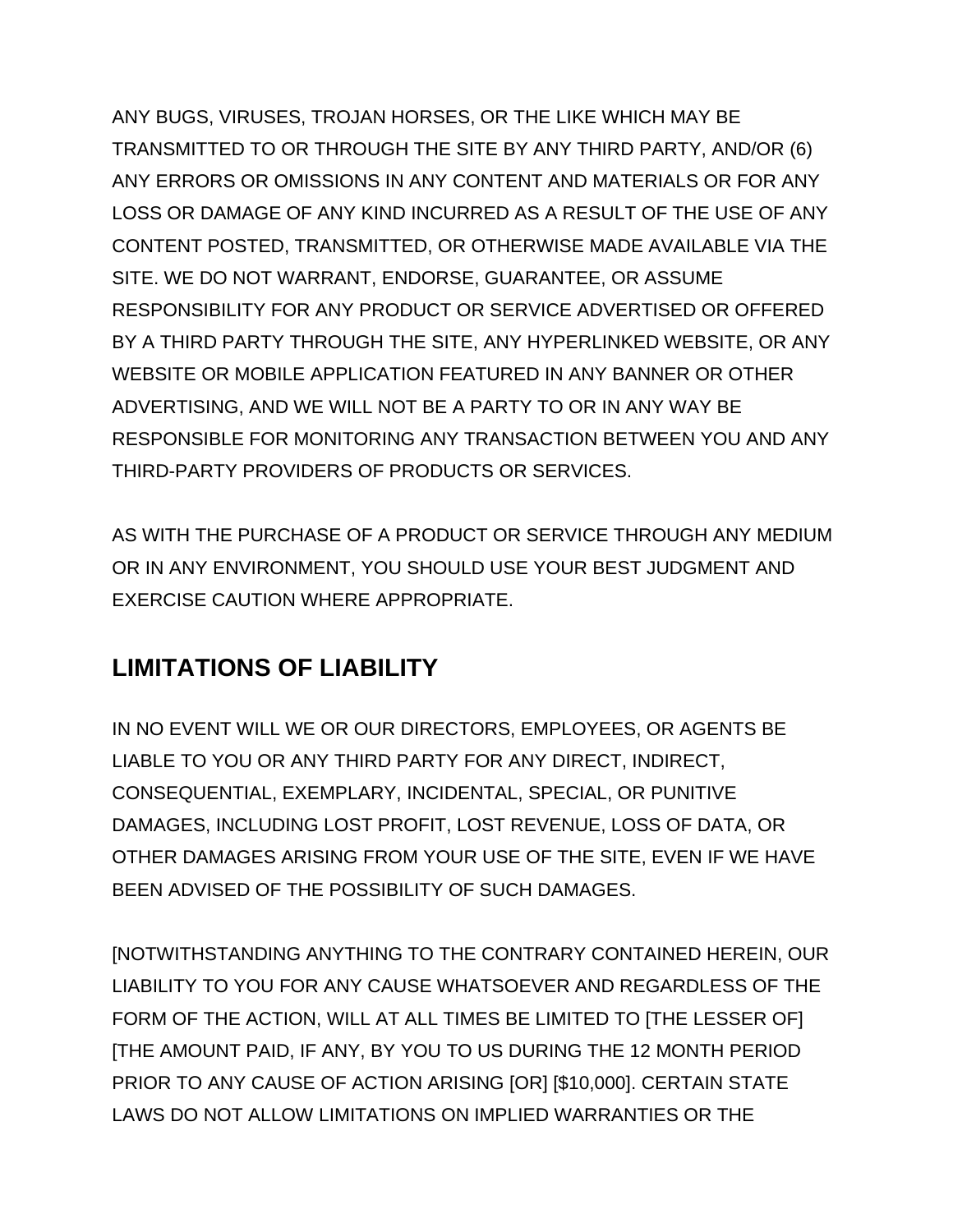ANY BUGS, VIRUSES, TROJAN HORSES, OR THE LIKE WHICH MAY BE TRANSMITTED TO OR THROUGH THE SITE BY ANY THIRD PARTY, AND/OR (6) ANY ERRORS OR OMISSIONS IN ANY CONTENT AND MATERIALS OR FOR ANY LOSS OR DAMAGE OF ANY KIND INCURRED AS A RESULT OF THE USE OF ANY CONTENT POSTED, TRANSMITTED, OR OTHERWISE MADE AVAILABLE VIA THE SITE. WE DO NOT WARRANT, ENDORSE, GUARANTEE, OR ASSUME RESPONSIBILITY FOR ANY PRODUCT OR SERVICE ADVERTISED OR OFFERED BY A THIRD PARTY THROUGH THE SITE, ANY HYPERLINKED WEBSITE, OR ANY WEBSITE OR MOBILE APPLICATION FEATURED IN ANY BANNER OR OTHER ADVERTISING, AND WE WILL NOT BE A PARTY TO OR IN ANY WAY BE RESPONSIBLE FOR MONITORING ANY TRANSACTION BETWEEN YOU AND ANY THIRD-PARTY PROVIDERS OF PRODUCTS OR SERVICES.

AS WITH THE PURCHASE OF A PRODUCT OR SERVICE THROUGH ANY MEDIUM OR IN ANY ENVIRONMENT, YOU SHOULD USE YOUR BEST JUDGMENT AND EXERCISE CAUTION WHERE APPROPRIATE.

## LIMITATIONS OF LIABILITY

IN NO EVENT WILL WE OR OUR DIRECTORS, EMPLOYEES, OR AGENTS BE LIABLE TO YOU OR ANY THIRD PARTY FOR ANY DIRECT, INDIRECT, CONSEQUENTIAL, EXEMPLARY, INCIDENTAL, SPECIAL, OR PUNITIVE DAMAGES, INCLUDING LOST PROFIT, LOST REVENUE, LOSS OF DATA, OR OTHER DAMAGES ARISING FROM YOUR USE OF THE SITE, EVEN IF WE HAVE BEEN ADVISED OF THE POSSIBILITY OF SUCH DAMAGES.

[NOTWITHSTANDING ANYTHING TO THE CONTRARY CONTAINED HEREIN, OUR LIABILITY TO YOU FOR ANY CAUSE WHATSOEVER AND REGARDLESS OF THE FORM OF THE ACTION, WILL AT ALL TIMES BE LIMITED TO [THE LESSER OF] [THE AMOUNT PAID, IF ANY, BY YOU TO US DURING THE 12 MONTH PERIOD PRIOR TO ANY CAUSE OF ACTION ARISING [OR] [$10,000]. CERTAIN STATE LAWS DO NOT ALLOW LIMITATIONS ON IMPLIED WARRANTIES OR THE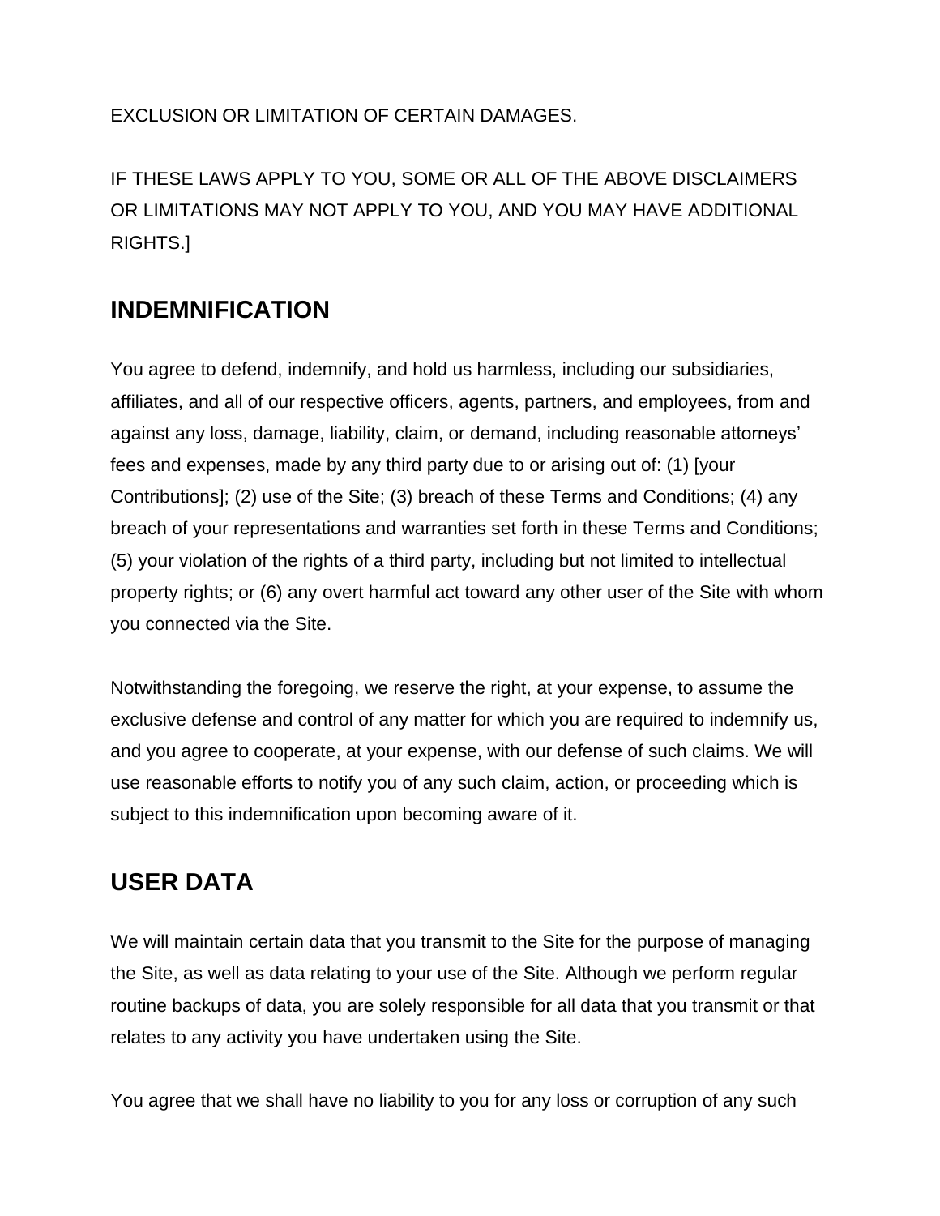EXCLUSION OR LIMITATION OF CERTAIN DAMAGES.

IF THESE LAWS APPLY TO YOU, SOME OR ALL OF THE ABOVE DISCLAIMERS OR LIMITATIONS MAY NOT APPLY TO YOU, AND YOU MAY HAVE ADDITIONAL RIGHTS.]

## INDEMNIFICATION

You agree to defend, indemnify, and hold us harmless, including our subsidiaries, affiliates, and all of our respective officers, agents, partners, and employees, from and against any loss, damage, liability, claim, or demand, including reasonable attorneys' fees and expenses, made by any third party due to or arising out of: (1) [your Contributions]; (2) use of the Site; (3) breach of these Terms and Conditions; (4) any breach of your representations and warranties set forth in these Terms and Conditions; (5) your violation of the rights of a third party, including but not limited to intellectual property rights; or (6) any overt harmful act toward any other user of the Site with whom you connected via the Site.

Notwithstanding the foregoing, we reserve the right, at your expense, to assume the exclusive defense and control of any matter for which you are required to indemnify us, and you agree to cooperate, at your expense, with our defense of such claims. We will use reasonable efforts to notify you of any such claim, action, or proceeding which is subject to this indemnification upon becoming aware of it.

## USER DATA

We will maintain certain data that you transmit to the Site for the purpose of managing the Site, as well as data relating to your use of the Site. Although we perform regular routine backups of data, you are solely responsible for all data that you transmit or that relates to any activity you have undertaken using the Site.

You agree that we shall have no liability to you for any loss or corruption of any such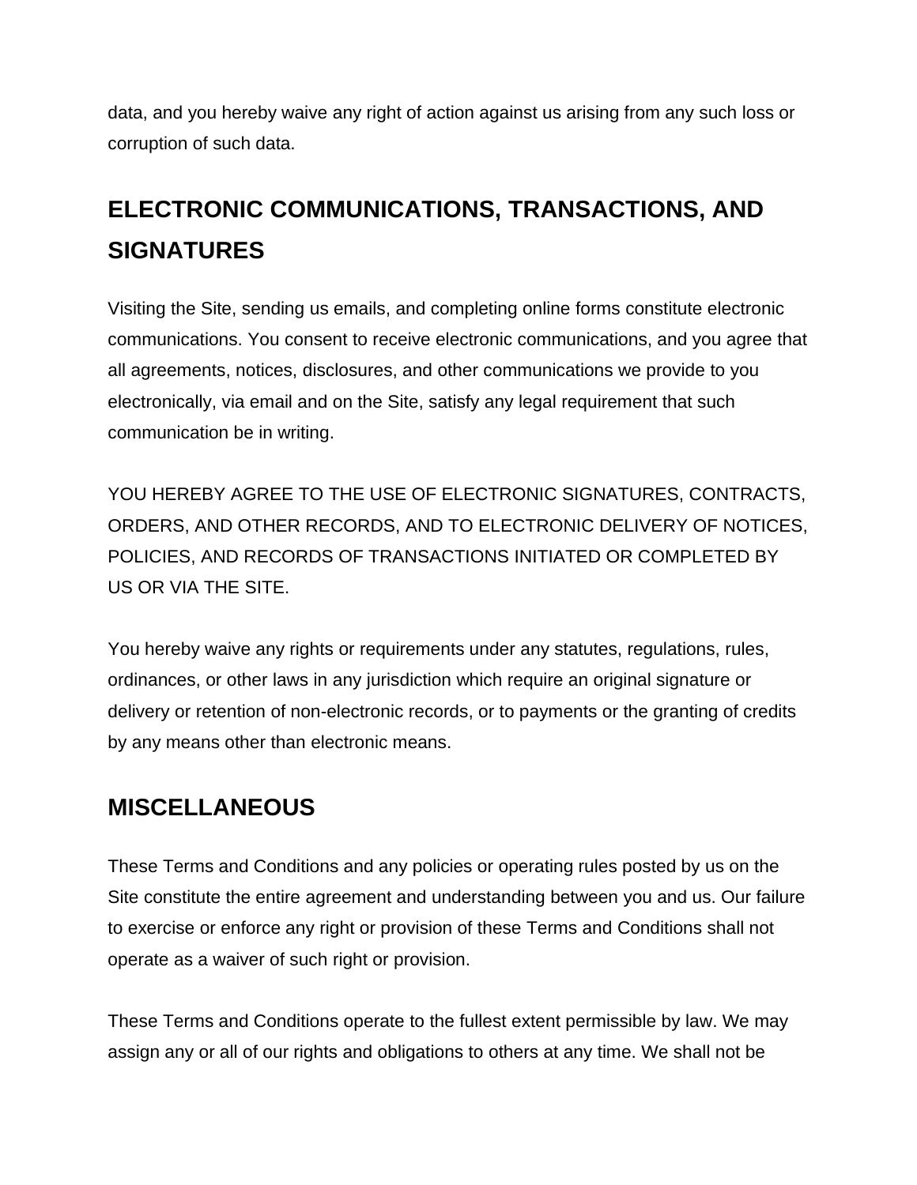data, and you hereby waive any right of action against us arising from any such loss or corruption of such data.

## ELECTRONIC COMMUNICATIONS, TRANSACTIONS, AND SIGNATURES

Visiting the Site, sending us emails, and completing online forms constitute electronic communications. You consent to receive electronic communications, and you agree that all agreements, notices, disclosures, and other communications we provide to you electronically, via email and on the Site, satisfy any legal requirement that such communication be in writing.

YOU HEREBY AGREE TO THE USE OF ELECTRONIC SIGNATURES, CONTRACTS, ORDERS, AND OTHER RECORDS, AND TO ELECTRONIC DELIVERY OF NOTICES, POLICIES, AND RECORDS OF TRANSACTIONS INITIATED OR COMPLETED BY US OR VIA THE SITE.

You hereby waive any rights or requirements under any statutes, regulations, rules, ordinances, or other laws in any jurisdiction which require an original signature or delivery or retention of non-electronic records, or to payments or the granting of credits by any means other than electronic means.

## MISCELLANEOUS

These Terms and Conditions and any policies or operating rules posted by us on the Site constitute the entire agreement and understanding between you and us. Our failure to exercise or enforce any right or provision of these Terms and Conditions shall not operate as a waiver of such right or provision.

These Terms and Conditions operate to the fullest extent permissible by law. We may assign any or all of our rights and obligations to others at any time. We shall not be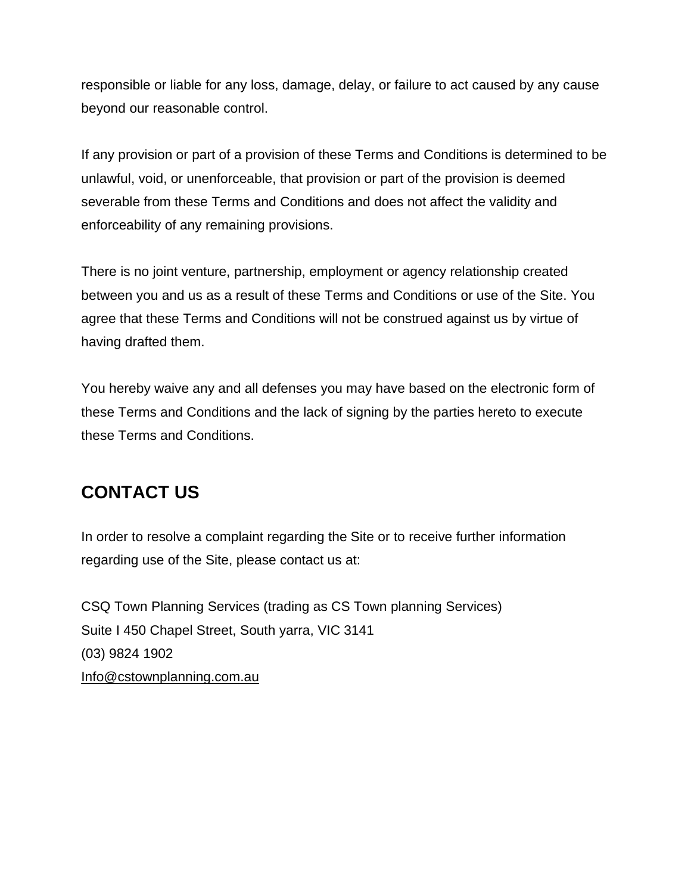responsible or liable for any loss, damage, delay, or failure to act caused by any cause beyond our reasonable control.

If any provision or part of a provision of these Terms and Conditions is determined to be unlawful, void, or unenforceable, that provision or part of the provision is deemed severable from these Terms and Conditions and does not affect the validity and enforceability of any remaining provisions.

There is no joint venture, partnership, employment or agency relationship created between you and us as a result of these Terms and Conditions or use of the Site. You agree that these Terms and Conditions will not be construed against us by virtue of having drafted them.

You hereby waive any and all defenses you may have based on the electronic form of these Terms and Conditions and the lack of signing by the parties hereto to execute these Terms and Conditions.

## CONTACT US

In order to resolve a complaint regarding the Site or to receive further information regarding use of the Site, please contact us at:

CSQ Town Planning Services (trading as CS Town planning Services)
Suite I 450 Chapel Street, South yarra, VIC 3141
(03) 9824 1902
Info@cstownplanning.com.au